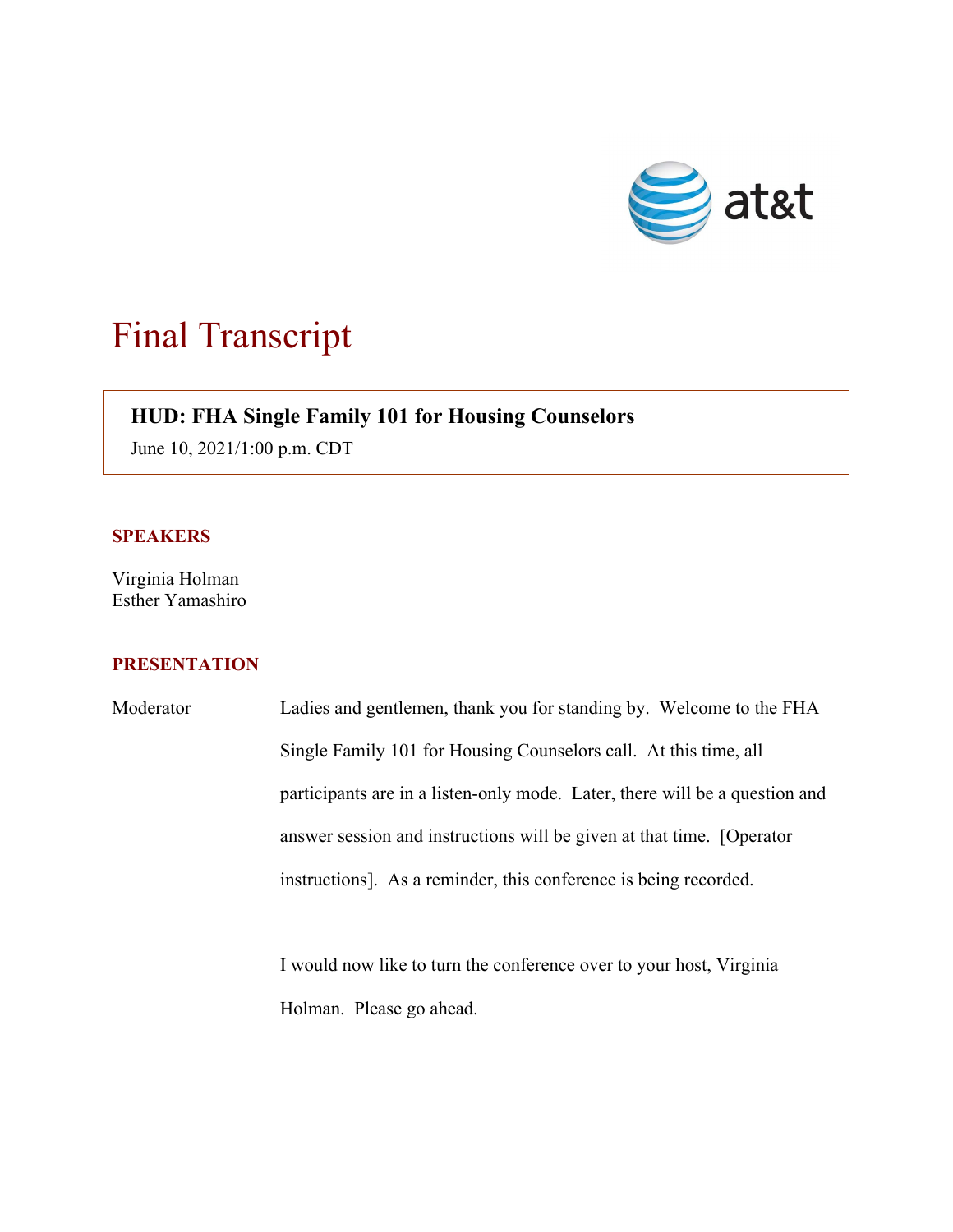# Final Transcript

**HUD: FHA Single Family 101 for Housing Counselors**

June 10, 2021/1:00 p.m. CDT

## SPEAKERS

Virginia Holman
Esther Yamashiro

## PRESENTATION

Moderator: Ladies and gentlemen, thank you for standing by. Welcome to the FHA Single Family 101 for Housing Counselors call. At this time, all participants are in a listen-only mode. Later, there will be a question and answer session and instructions will be given at that time. [Operator instructions]. As a reminder, this conference is being recorded.

I would now like to turn the conference over to your host, Virginia Holman. Please go ahead.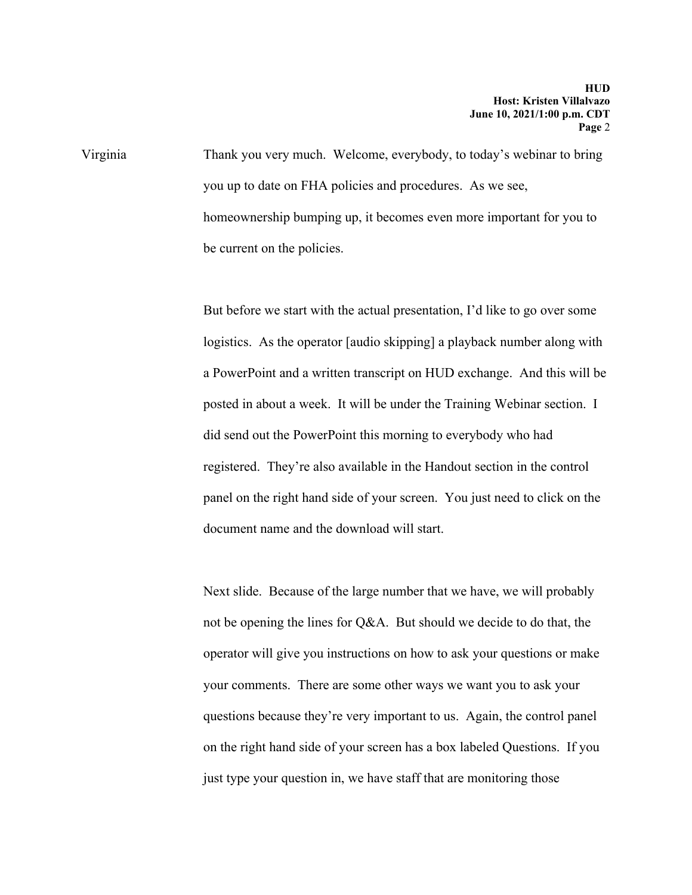Virginia: Thank you very much. Welcome, everybody, to today's webinar to bring you up to date on FHA policies and procedures. As we see, homeownership bumping up, it becomes even more important for you to be current on the policies.

But before we start with the actual presentation, I'd like to go over some logistics. As the operator [audio skipping] a playback number along with a PowerPoint and a written transcript on HUD exchange. And this will be posted in about a week. It will be under the Training Webinar section. I did send out the PowerPoint this morning to everybody who had registered. They're also available in the Handout section in the control panel on the right hand side of your screen. You just need to click on the document name and the download will start.

Next slide. Because of the large number that we have, we will probably not be opening the lines for Q&A. But should we decide to do that, the operator will give you instructions on how to ask your questions or make your comments. There are some other ways we want you to ask your questions because they're very important to us. Again, the control panel on the right hand side of your screen has a box labeled Questions. If you just type your question in, we have staff that are monitoring those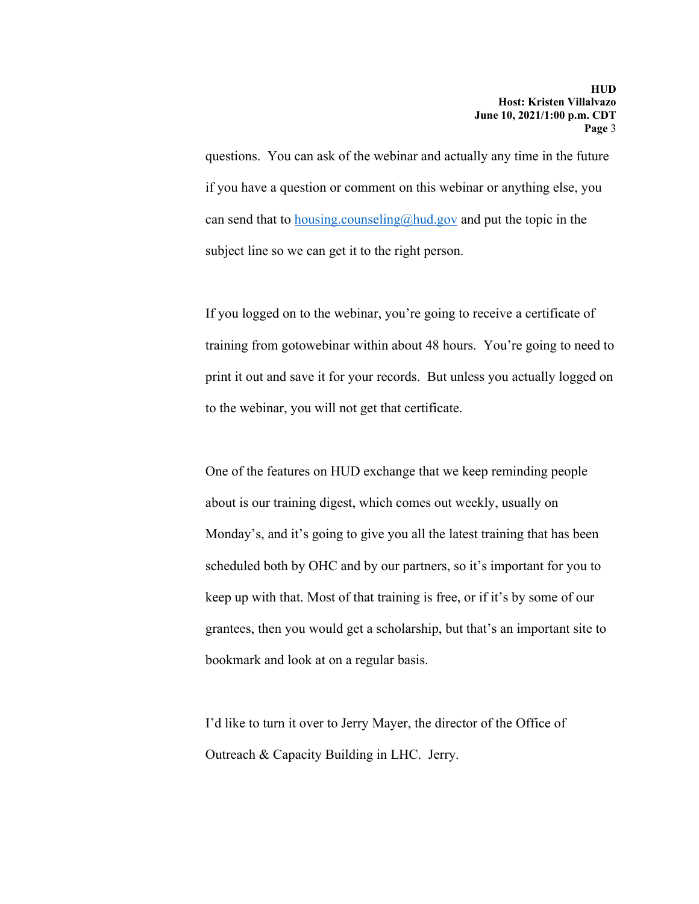questions. You can ask of the webinar and actually any time in the future if you have a question or comment on this webinar or anything else, you can send that to [housing.counseling@hud.gov](mailto:housing.counseling@hud.gov) and put the topic in the subject line so we can get it to the right person.

If you logged on to the webinar, you're going to receive a certificate of training from gotowebinar within about 48 hours. You're going to need to print it out and save it for your records. But unless you actually logged on to the webinar, you will not get that certificate.

One of the features on HUD exchange that we keep reminding people about is our training digest, which comes out weekly, usually on Monday's, and it's going to give you all the latest training that has been scheduled both by OHC and by our partners, so it's important for you to keep up with that. Most of that training is free, or if it's by some of our grantees, then you would get a scholarship, but that's an important site to bookmark and look at on a regular basis.

I'd like to turn it over to Jerry Mayer, the director of the Office of Outreach & Capacity Building in LHC. Jerry.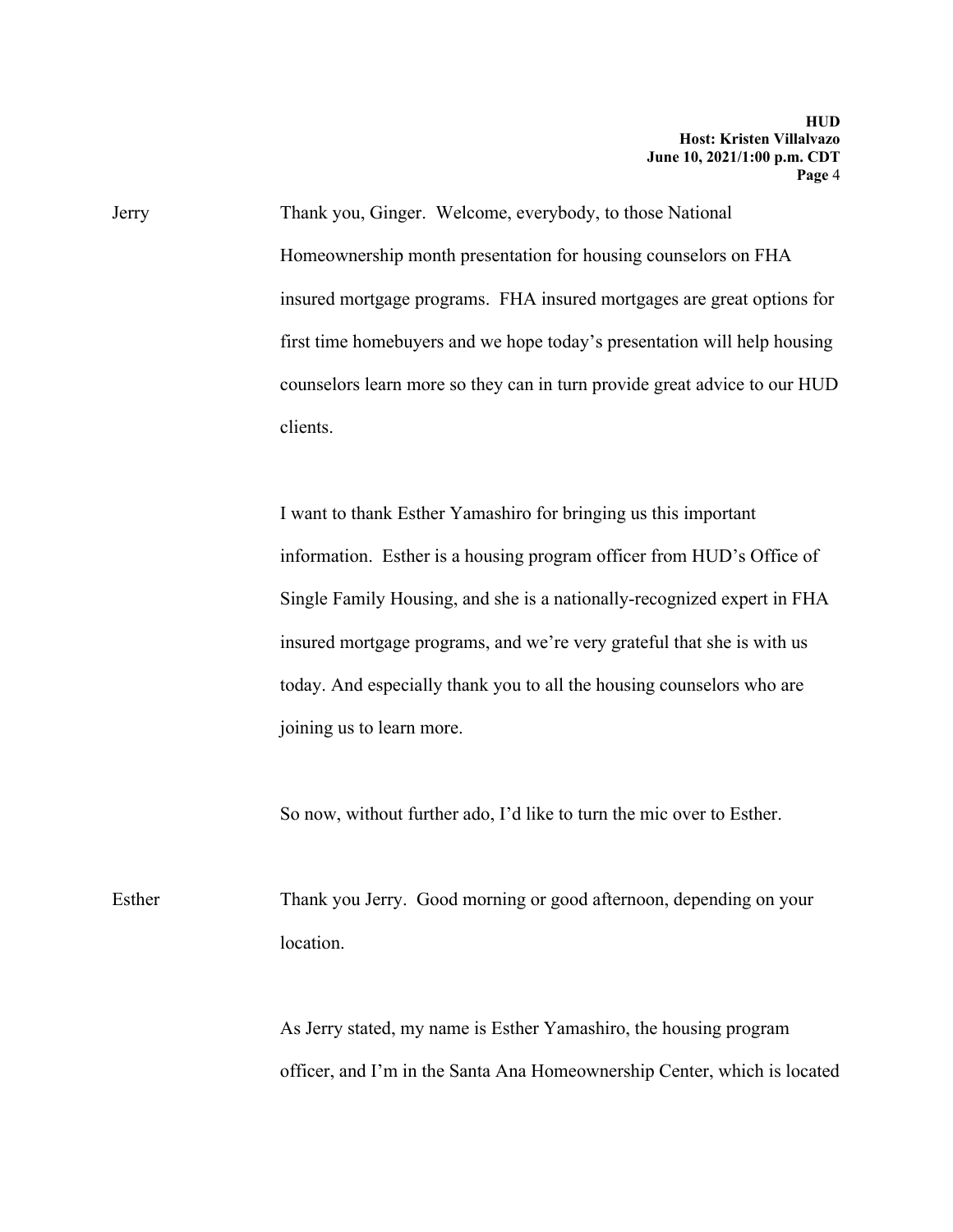Jerry: Thank you, Ginger. Welcome, everybody, to those National Homeownership month presentation for housing counselors on FHA insured mortgage programs. FHA insured mortgages are great options for first time homebuyers and we hope today's presentation will help housing counselors learn more so they can in turn provide great advice to our HUD clients.

I want to thank Esther Yamashiro for bringing us this important information. Esther is a housing program officer from HUD's Office of Single Family Housing, and she is a nationally-recognized expert in FHA insured mortgage programs, and we're very grateful that she is with us today. And especially thank you to all the housing counselors who are joining us to learn more.

So now, without further ado, I'd like to turn the mic over to Esther.

Esther: Thank you Jerry. Good morning or good afternoon, depending on your location.

As Jerry stated, my name is Esther Yamashiro, the housing program officer, and I'm in the Santa Ana Homeownership Center, which is located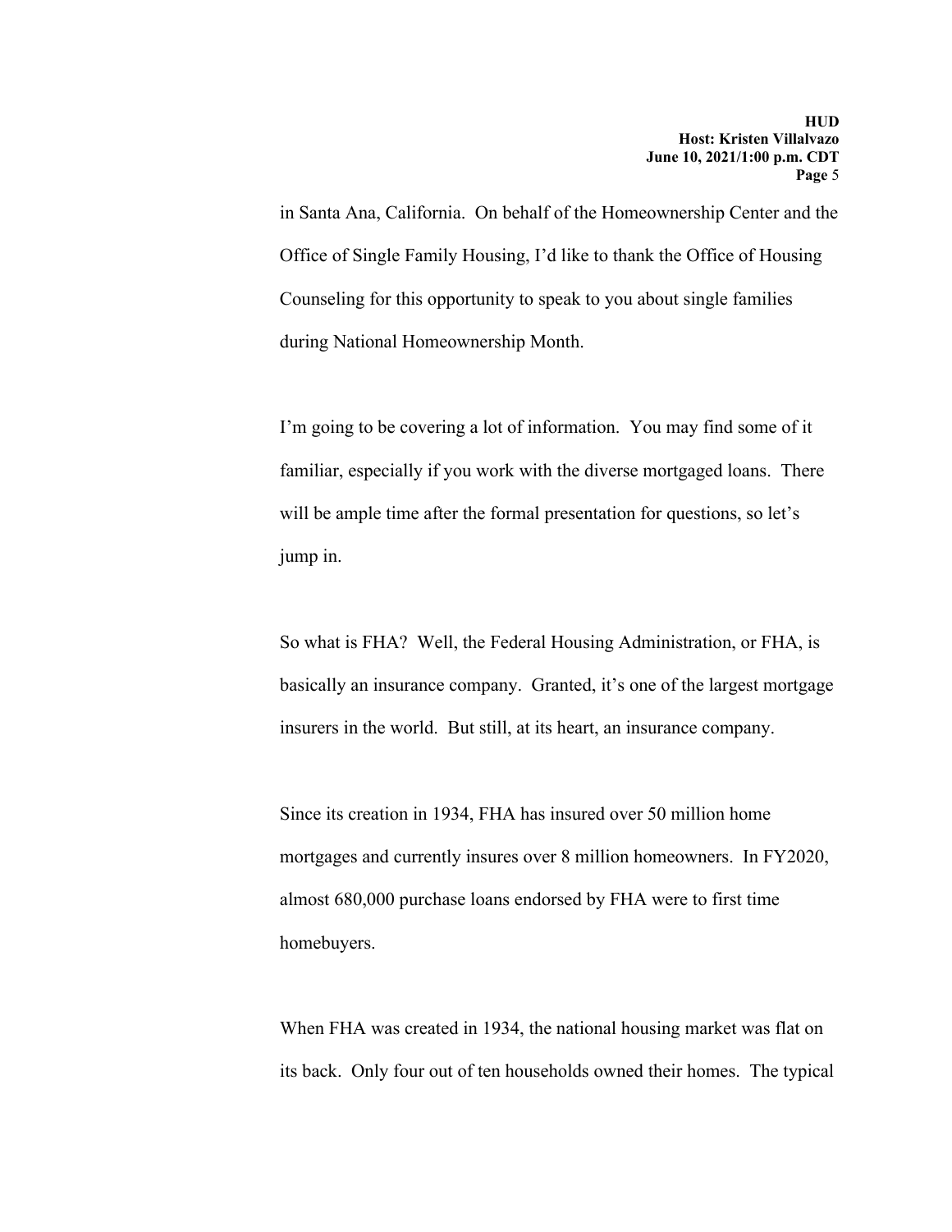in Santa Ana, California. On behalf of the Homeownership Center and the Office of Single Family Housing, I'd like to thank the Office of Housing Counseling for this opportunity to speak to you about single families during National Homeownership Month.

I'm going to be covering a lot of information. You may find some of it familiar, especially if you work with the diverse mortgaged loans. There will be ample time after the formal presentation for questions, so let's jump in.

So what is FHA? Well, the Federal Housing Administration, or FHA, is basically an insurance company. Granted, it's one of the largest mortgage insurers in the world. But still, at its heart, an insurance company.

Since its creation in 1934, FHA has insured over 50 million home mortgages and currently insures over 8 million homeowners. In FY2020, almost 680,000 purchase loans endorsed by FHA were to first time homebuyers.

When FHA was created in 1934, the national housing market was flat on its back. Only four out of ten households owned their homes. The typical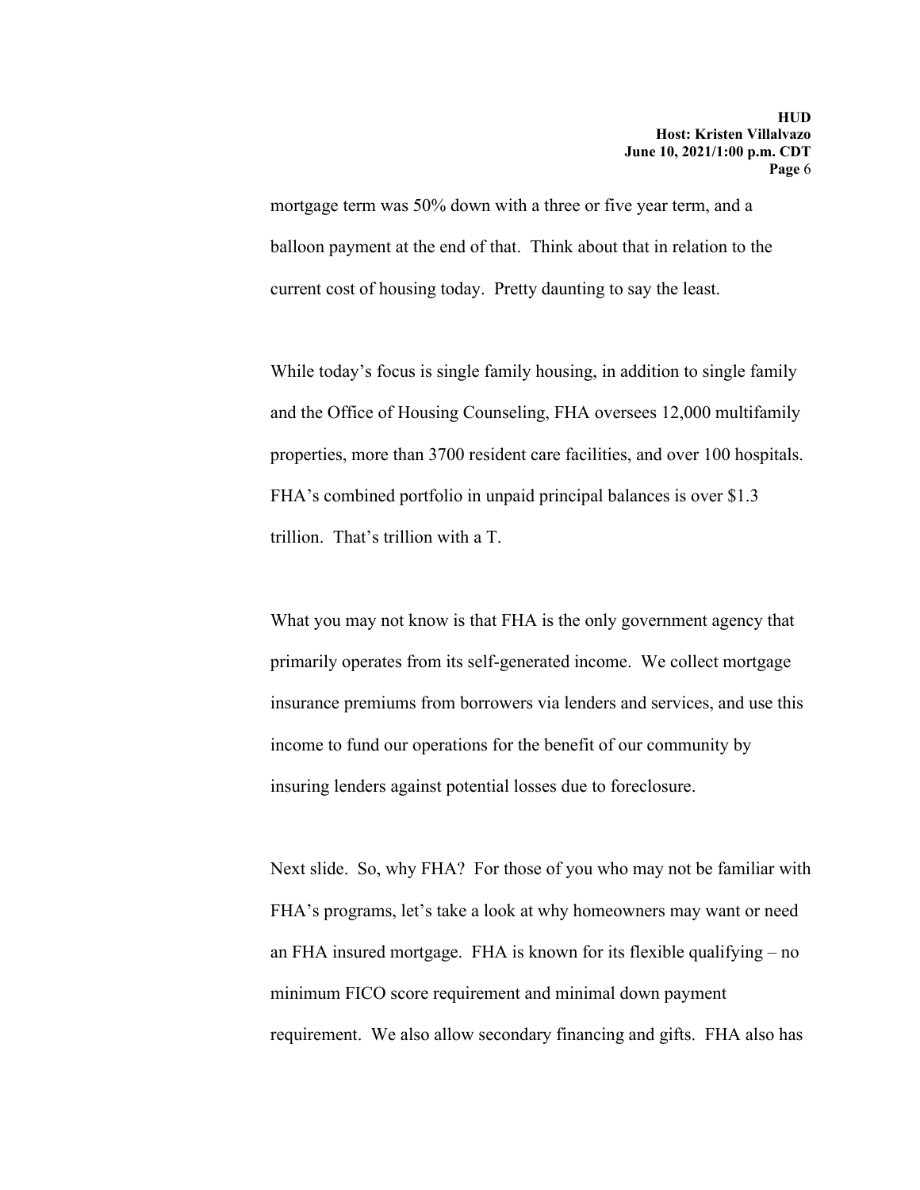mortgage term was 50% down with a three or five year term, and a balloon payment at the end of that. Think about that in relation to the current cost of housing today. Pretty daunting to say the least.

While today's focus is single family housing, in addition to single family and the Office of Housing Counseling, FHA oversees 12,000 multifamily properties, more than 3700 resident care facilities, and over 100 hospitals. FHA's combined portfolio in unpaid principal balances is over $1.3 trillion. That's trillion with a T.

What you may not know is that FHA is the only government agency that primarily operates from its self-generated income. We collect mortgage insurance premiums from borrowers via lenders and services, and use this income to fund our operations for the benefit of our community by insuring lenders against potential losses due to foreclosure.

Next slide. So, why FHA? For those of you who may not be familiar with FHA's programs, let's take a look at why homeowners may want or need an FHA insured mortgage. FHA is known for its flexible qualifying – no minimum FICO score requirement and minimal down payment requirement. We also allow secondary financing and gifts. FHA also has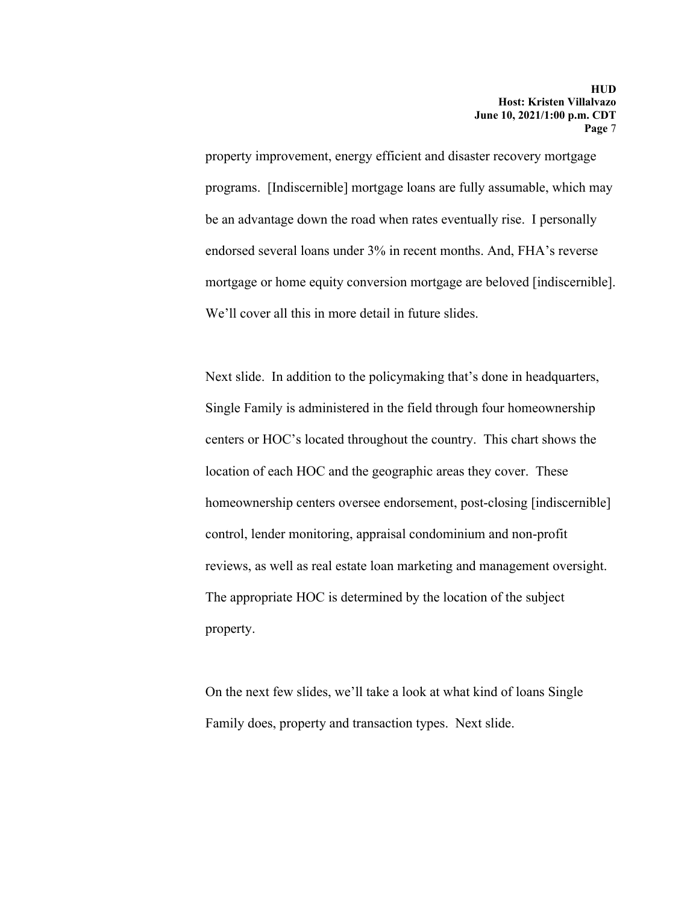property improvement, energy efficient and disaster recovery mortgage programs. [Indiscernible] mortgage loans are fully assumable, which may be an advantage down the road when rates eventually rise. I personally endorsed several loans under 3% in recent months. And, FHA's reverse mortgage or home equity conversion mortgage are beloved [indiscernible]. We'll cover all this in more detail in future slides.

Next slide. In addition to the policymaking that's done in headquarters, Single Family is administered in the field through four homeownership centers or HOC's located throughout the country. This chart shows the location of each HOC and the geographic areas they cover. These homeownership centers oversee endorsement, post-closing [indiscernible] control, lender monitoring, appraisal condominium and non-profit reviews, as well as real estate loan marketing and management oversight. The appropriate HOC is determined by the location of the subject property.

On the next few slides, we'll take a look at what kind of loans Single Family does, property and transaction types. Next slide.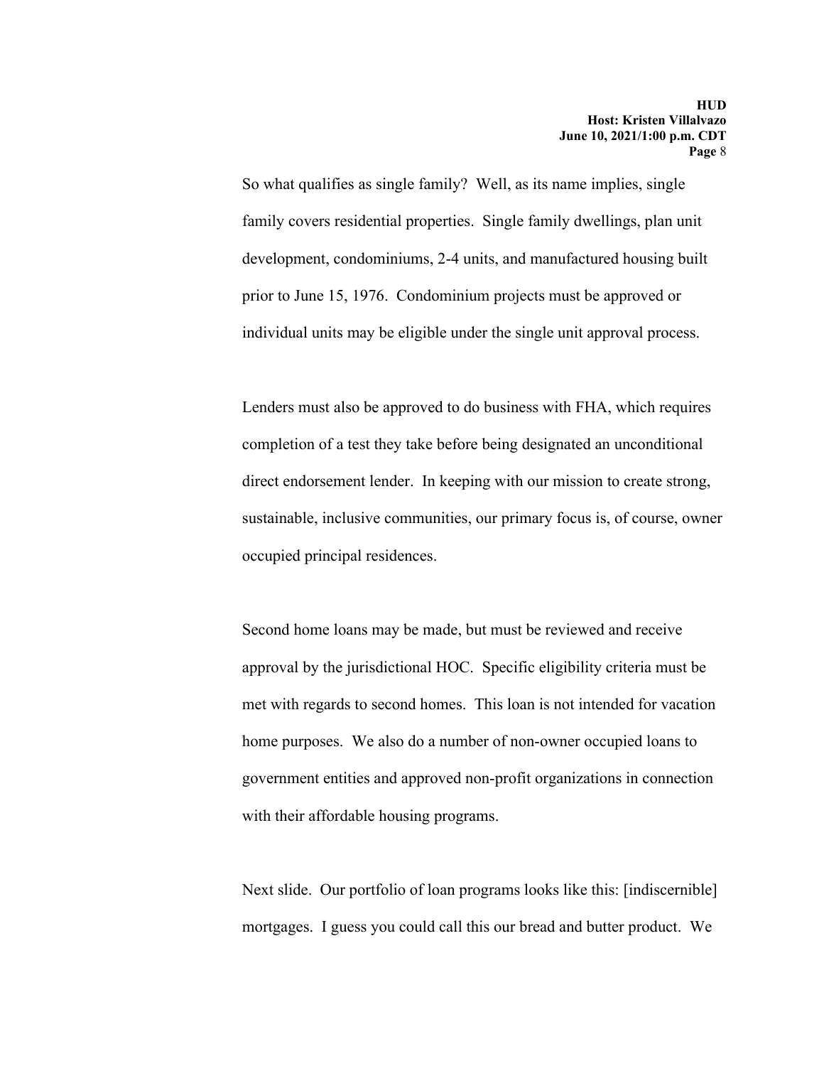So what qualifies as single family? Well, as its name implies, single family covers residential properties. Single family dwellings, plan unit development, condominiums, 2-4 units, and manufactured housing built prior to June 15, 1976. Condominium projects must be approved or individual units may be eligible under the single unit approval process.

Lenders must also be approved to do business with FHA, which requires completion of a test they take before being designated an unconditional direct endorsement lender. In keeping with our mission to create strong, sustainable, inclusive communities, our primary focus is, of course, owner occupied principal residences.

Second home loans may be made, but must be reviewed and receive approval by the jurisdictional HOC. Specific eligibility criteria must be met with regards to second homes. This loan is not intended for vacation home purposes. We also do a number of non-owner occupied loans to government entities and approved non-profit organizations in connection with their affordable housing programs.

Next slide. Our portfolio of loan programs looks like this: [indiscernible] mortgages. I guess you could call this our bread and butter product. We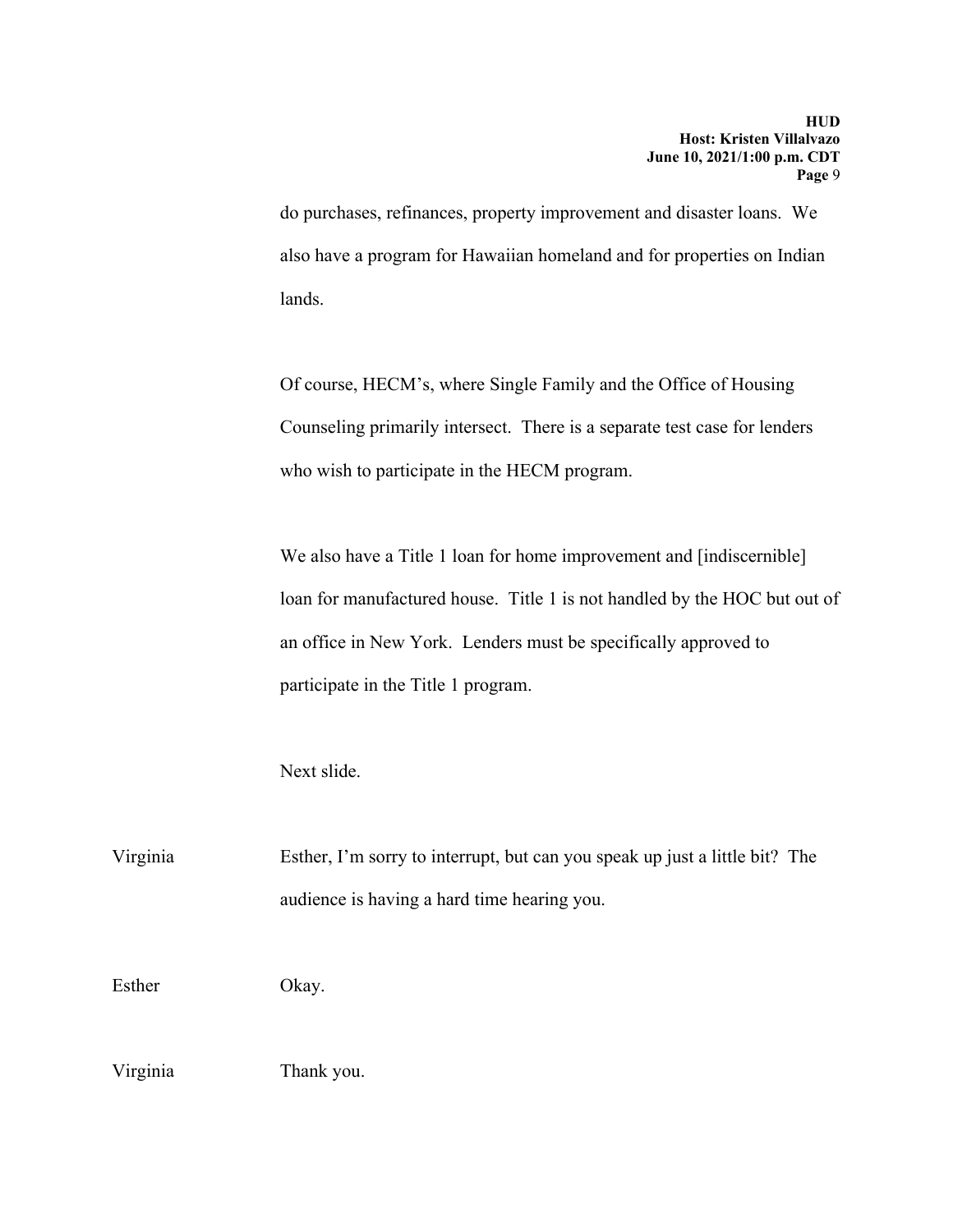do purchases, refinances, property improvement and disaster loans. We also have a program for Hawaiian homeland and for properties on Indian lands.

Of course, HECM's, where Single Family and the Office of Housing Counseling primarily intersect. There is a separate test case for lenders who wish to participate in the HECM program.

We also have a Title 1 loan for home improvement and [indiscernible] loan for manufactured house. Title 1 is not handled by the HOC but out of an office in New York. Lenders must be specifically approved to participate in the Title 1 program.

Next slide.

Virginia Esther, I'm sorry to interrupt, but can you speak up just a little bit? The audience is having a hard time hearing you.

Esther Okay.

Virginia Thank you.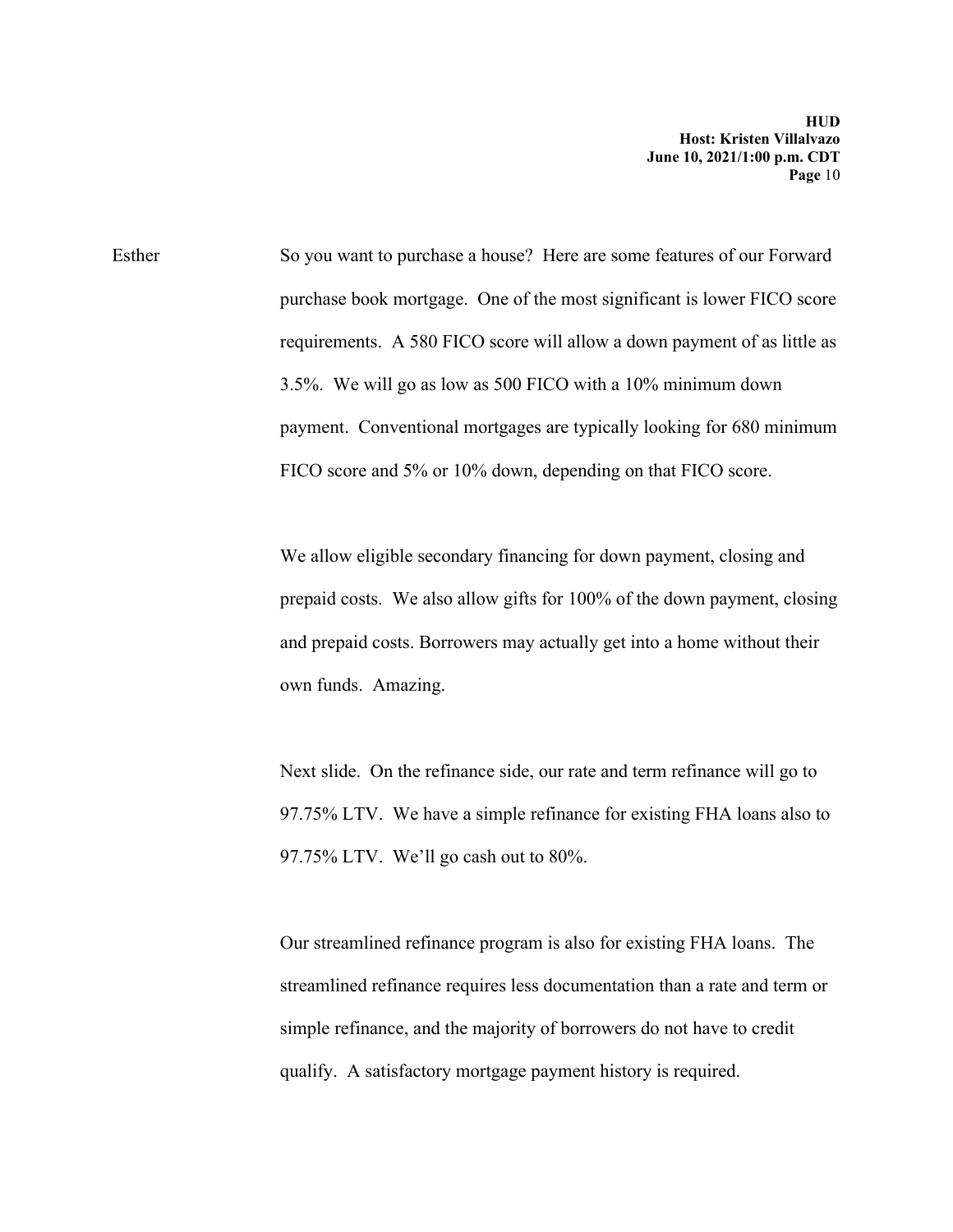Esther So you want to purchase a house? Here are some features of our Forward purchase book mortgage. One of the most significant is lower FICO score requirements. A 580 FICO score will allow a down payment of as little as 3.5%. We will go as low as 500 FICO with a 10% minimum down payment. Conventional mortgages are typically looking for 680 minimum FICO score and 5% or 10% down, depending on that FICO score.

We allow eligible secondary financing for down payment, closing and prepaid costs. We also allow gifts for 100% of the down payment, closing and prepaid costs. Borrowers may actually get into a home without their own funds. Amazing.

Next slide. On the refinance side, our rate and term refinance will go to 97.75% LTV. We have a simple refinance for existing FHA loans also to 97.75% LTV. We'll go cash out to 80%.

Our streamlined refinance program is also for existing FHA loans. The streamlined refinance requires less documentation than a rate and term or simple refinance, and the majority of borrowers do not have to credit qualify. A satisfactory mortgage payment history is required.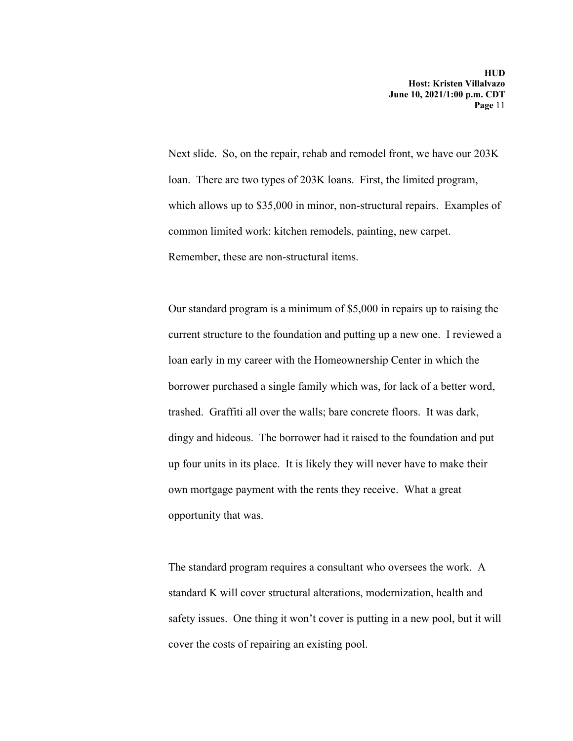Next slide. So, on the repair, rehab and remodel front, we have our 203K loan. There are two types of 203K loans. First, the limited program, which allows up to $35,000 in minor, non-structural repairs. Examples of common limited work: kitchen remodels, painting, new carpet. Remember, these are non-structural items.

Our standard program is a minimum of $5,000 in repairs up to raising the current structure to the foundation and putting up a new one. I reviewed a loan early in my career with the Homeownership Center in which the borrower purchased a single family which was, for lack of a better word, trashed. Graffiti all over the walls; bare concrete floors. It was dark, dingy and hideous. The borrower had it raised to the foundation and put up four units in its place. It is likely they will never have to make their own mortgage payment with the rents they receive. What a great opportunity that was.

The standard program requires a consultant who oversees the work. A standard K will cover structural alterations, modernization, health and safety issues. One thing it won't cover is putting in a new pool, but it will cover the costs of repairing an existing pool.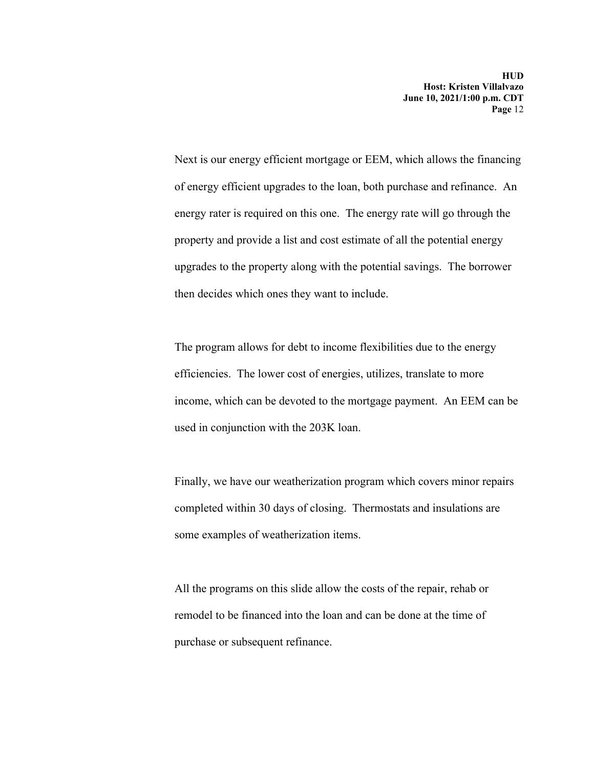Next is our energy efficient mortgage or EEM, which allows the financing of energy efficient upgrades to the loan, both purchase and refinance. An energy rater is required on this one. The energy rate will go through the property and provide a list and cost estimate of all the potential energy upgrades to the property along with the potential savings. The borrower then decides which ones they want to include.

The program allows for debt to income flexibilities due to the energy efficiencies. The lower cost of energies, utilizes, translate to more income, which can be devoted to the mortgage payment. An EEM can be used in conjunction with the 203K loan.

Finally, we have our weatherization program which covers minor repairs completed within 30 days of closing. Thermostats and insulations are some examples of weatherization items.

All the programs on this slide allow the costs of the repair, rehab or remodel to be financed into the loan and can be done at the time of purchase or subsequent refinance.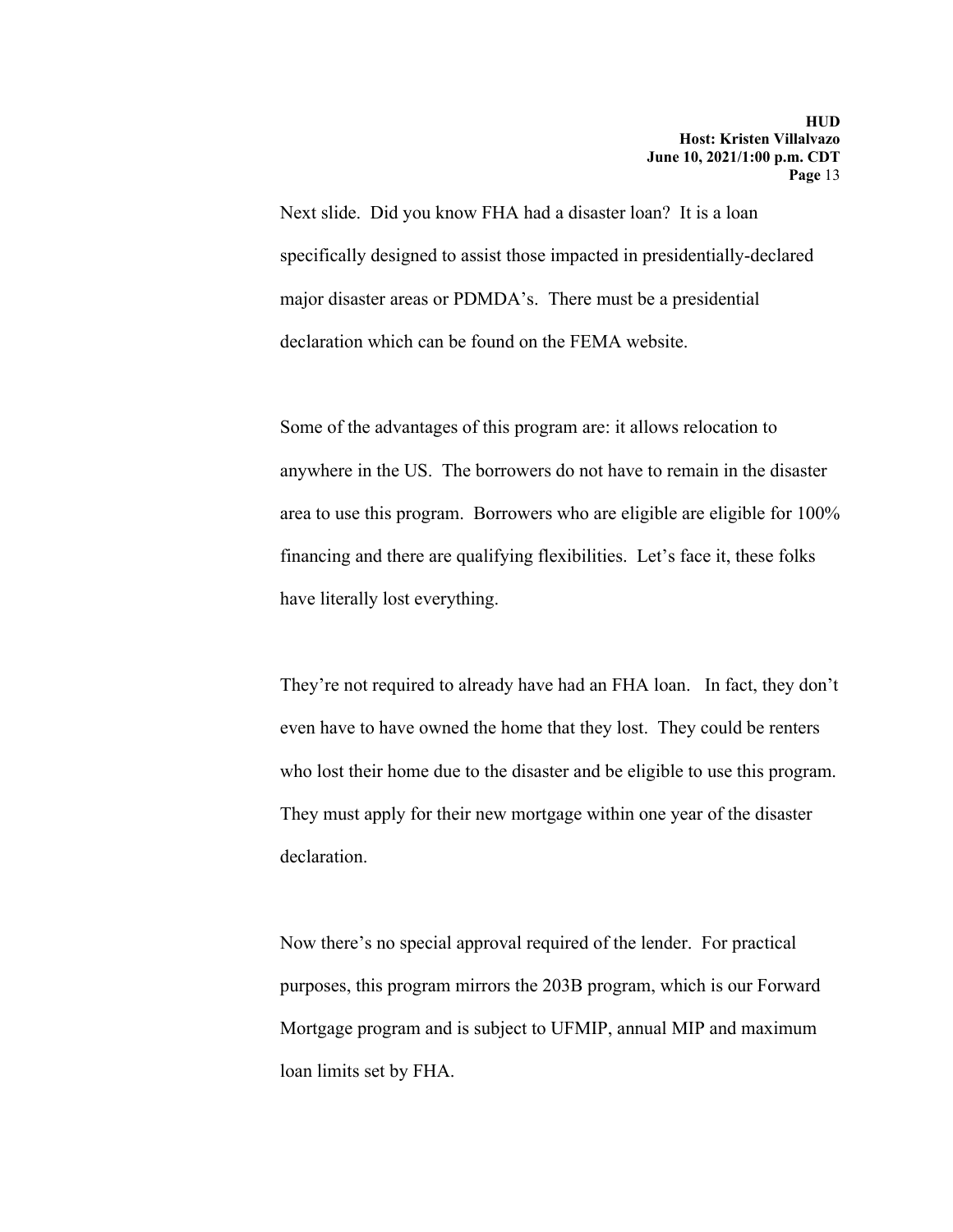Next slide. Did you know FHA had a disaster loan? It is a loan specifically designed to assist those impacted in presidentially-declared major disaster areas or PDMDA's. There must be a presidential declaration which can be found on the FEMA website.

Some of the advantages of this program are: it allows relocation to anywhere in the US. The borrowers do not have to remain in the disaster area to use this program. Borrowers who are eligible are eligible for 100% financing and there are qualifying flexibilities. Let's face it, these folks have literally lost everything.

They're not required to already have had an FHA loan. In fact, they don't even have to have owned the home that they lost. They could be renters who lost their home due to the disaster and be eligible to use this program. They must apply for their new mortgage within one year of the disaster declaration.

Now there's no special approval required of the lender. For practical purposes, this program mirrors the 203B program, which is our Forward Mortgage program and is subject to UFMIP, annual MIP and maximum loan limits set by FHA.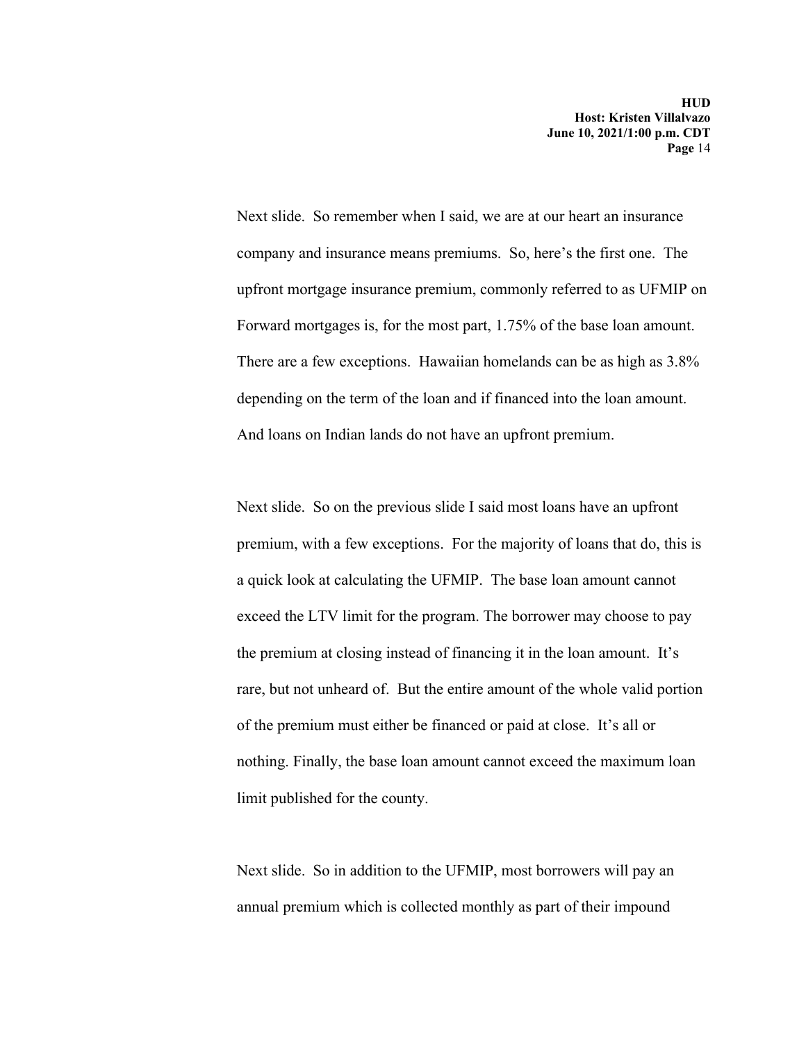Next slide. So remember when I said, we are at our heart an insurance company and insurance means premiums. So, here's the first one. The upfront mortgage insurance premium, commonly referred to as UFMIP on Forward mortgages is, for the most part, 1.75% of the base loan amount. There are a few exceptions. Hawaiian homelands can be as high as 3.8% depending on the term of the loan and if financed into the loan amount. And loans on Indian lands do not have an upfront premium.

Next slide. So on the previous slide I said most loans have an upfront premium, with a few exceptions. For the majority of loans that do, this is a quick look at calculating the UFMIP. The base loan amount cannot exceed the LTV limit for the program. The borrower may choose to pay the premium at closing instead of financing it in the loan amount. It's rare, but not unheard of. But the entire amount of the whole valid portion of the premium must either be financed or paid at close. It's all or nothing. Finally, the base loan amount cannot exceed the maximum loan limit published for the county.

Next slide. So in addition to the UFMIP, most borrowers will pay an annual premium which is collected monthly as part of their impound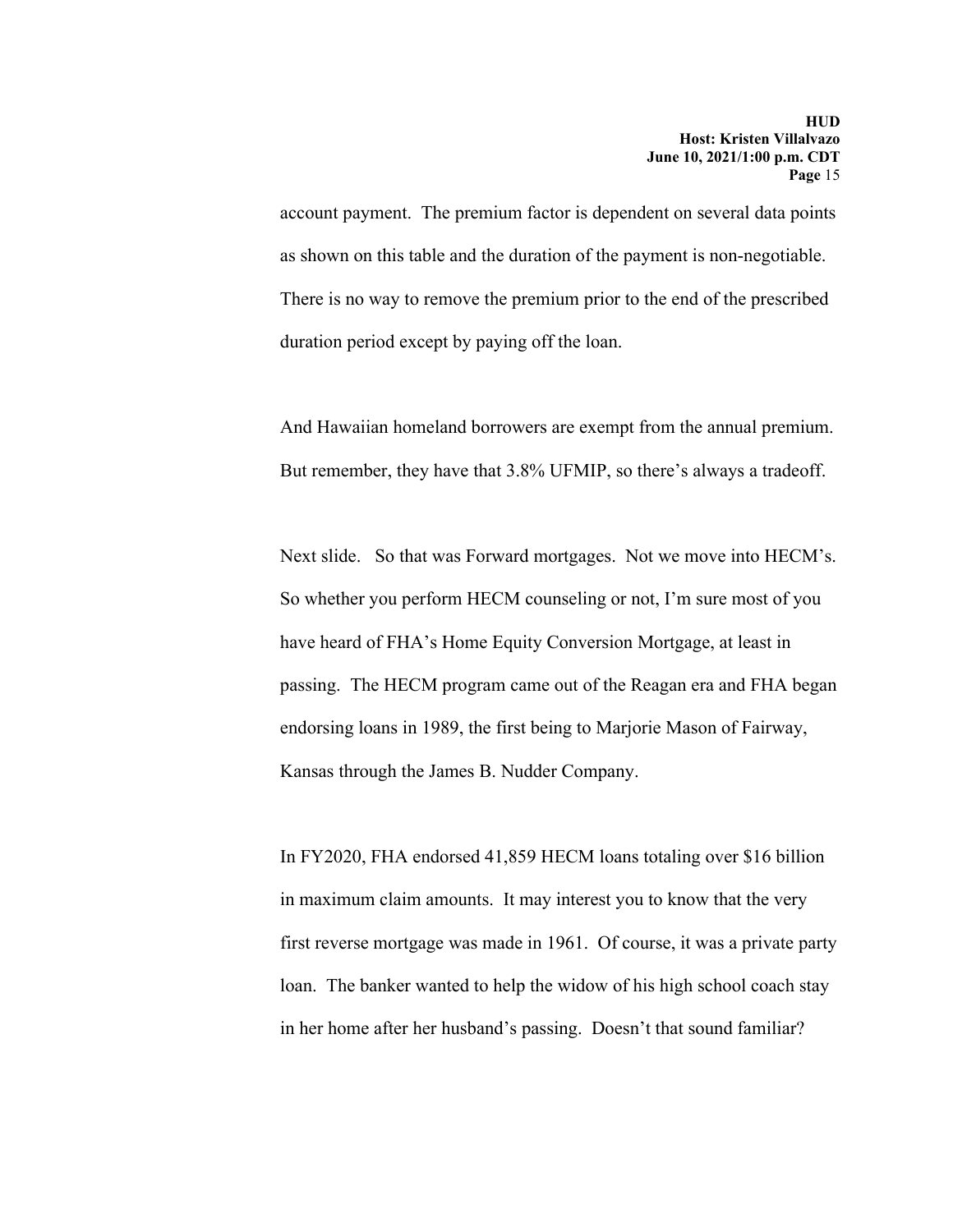account payment. The premium factor is dependent on several data points as shown on this table and the duration of the payment is non-negotiable. There is no way to remove the premium prior to the end of the prescribed duration period except by paying off the loan.

And Hawaiian homeland borrowers are exempt from the annual premium. But remember, they have that 3.8% UFMIP, so there's always a tradeoff.

Next slide. So that was Forward mortgages. Not we move into HECM's. So whether you perform HECM counseling or not, I'm sure most of you have heard of FHA's Home Equity Conversion Mortgage, at least in passing. The HECM program came out of the Reagan era and FHA began endorsing loans in 1989, the first being to Marjorie Mason of Fairway, Kansas through the James B. Nudder Company.

In FY2020, FHA endorsed 41,859 HECM loans totaling over $16 billion in maximum claim amounts. It may interest you to know that the very first reverse mortgage was made in 1961. Of course, it was a private party loan. The banker wanted to help the widow of his high school coach stay in her home after her husband's passing. Doesn't that sound familiar?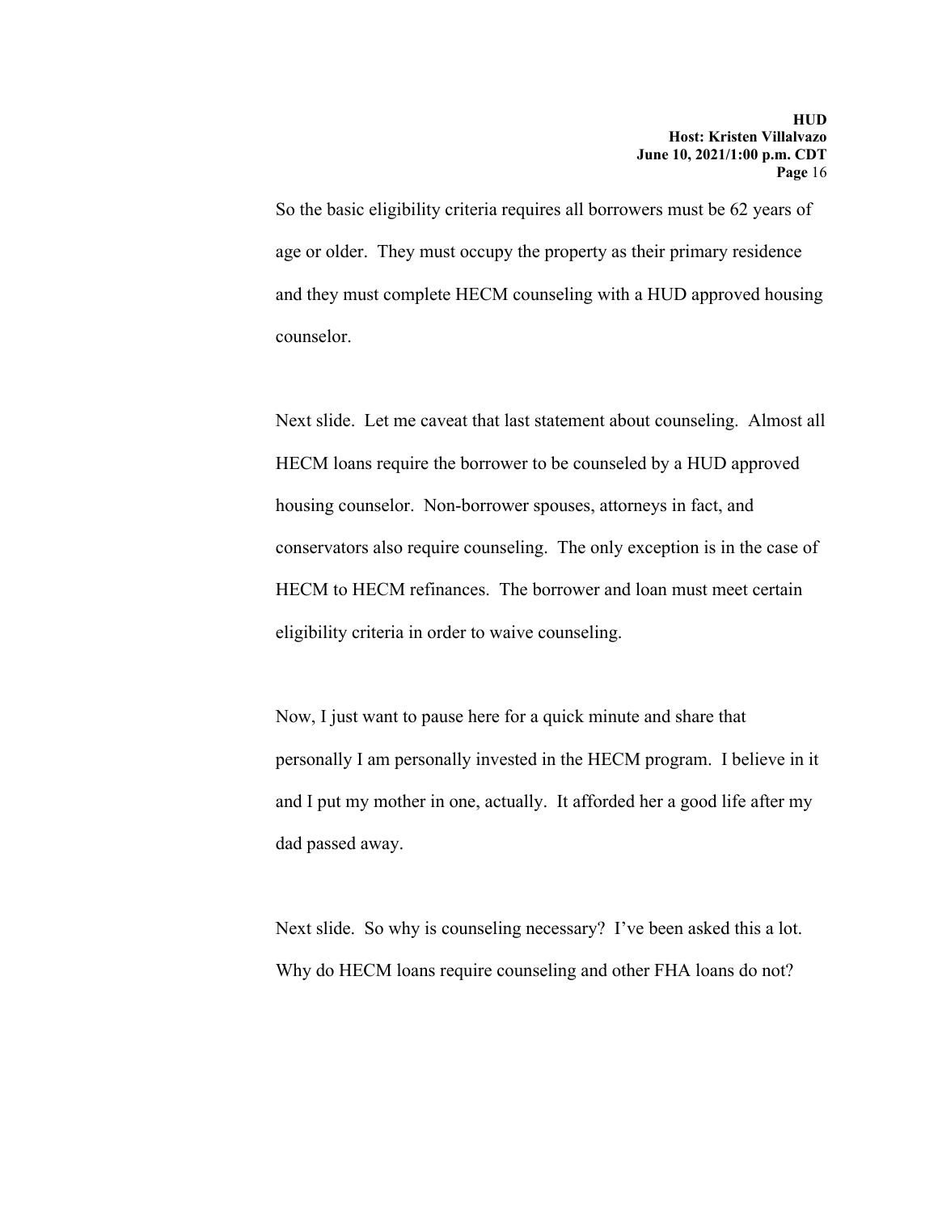So the basic eligibility criteria requires all borrowers must be 62 years of age or older. They must occupy the property as their primary residence and they must complete HECM counseling with a HUD approved housing counselor.

Next slide. Let me caveat that last statement about counseling. Almost all HECM loans require the borrower to be counseled by a HUD approved housing counselor. Non-borrower spouses, attorneys in fact, and conservators also require counseling. The only exception is in the case of HECM to HECM refinances. The borrower and loan must meet certain eligibility criteria in order to waive counseling.

Now, I just want to pause here for a quick minute and share that personally I am personally invested in the HECM program. I believe in it and I put my mother in one, actually. It afforded her a good life after my dad passed away.

Next slide. So why is counseling necessary? I've been asked this a lot. Why do HECM loans require counseling and other FHA loans do not?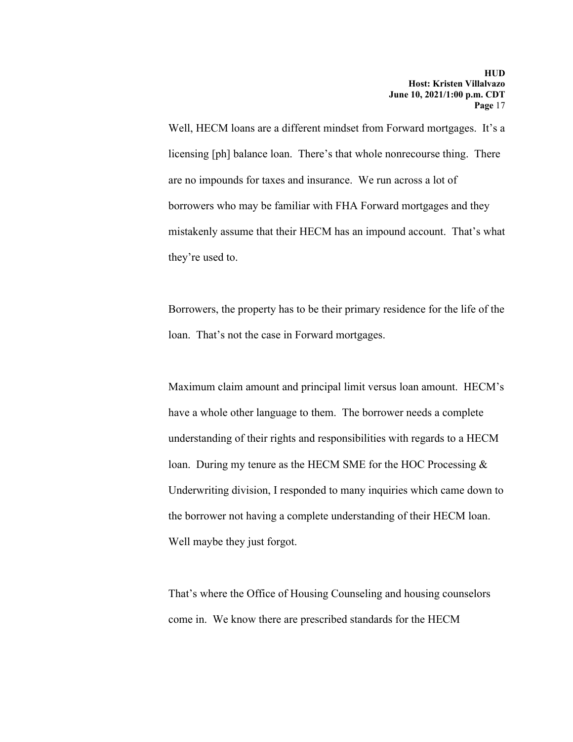Well, HECM loans are a different mindset from Forward mortgages. It's a licensing [ph] balance loan. There's that whole nonrecourse thing. There are no impounds for taxes and insurance. We run across a lot of borrowers who may be familiar with FHA Forward mortgages and they mistakenly assume that their HECM has an impound account. That's what they're used to.

Borrowers, the property has to be their primary residence for the life of the loan. That's not the case in Forward mortgages.

Maximum claim amount and principal limit versus loan amount. HECM's have a whole other language to them. The borrower needs a complete understanding of their rights and responsibilities with regards to a HECM loan. During my tenure as the HECM SME for the HOC Processing & Underwriting division, I responded to many inquiries which came down to the borrower not having a complete understanding of their HECM loan. Well maybe they just forgot.

That's where the Office of Housing Counseling and housing counselors come in. We know there are prescribed standards for the HECM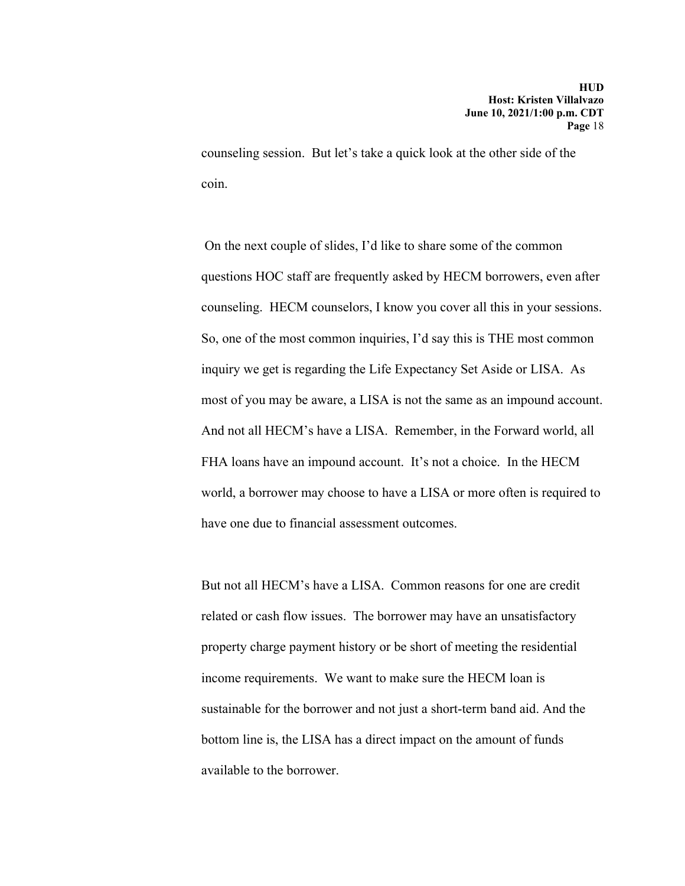counseling session. But let's take a quick look at the other side of the coin.

On the next couple of slides, I'd like to share some of the common questions HOC staff are frequently asked by HECM borrowers, even after counseling. HECM counselors, I know you cover all this in your sessions. So, one of the most common inquiries, I'd say this is THE most common inquiry we get is regarding the Life Expectancy Set Aside or LISA. As most of you may be aware, a LISA is not the same as an impound account. And not all HECM's have a LISA. Remember, in the Forward world, all FHA loans have an impound account. It's not a choice. In the HECM world, a borrower may choose to have a LISA or more often is required to have one due to financial assessment outcomes.

But not all HECM's have a LISA. Common reasons for one are credit related or cash flow issues. The borrower may have an unsatisfactory property charge payment history or be short of meeting the residential income requirements. We want to make sure the HECM loan is sustainable for the borrower and not just a short-term band aid. And the bottom line is, the LISA has a direct impact on the amount of funds available to the borrower.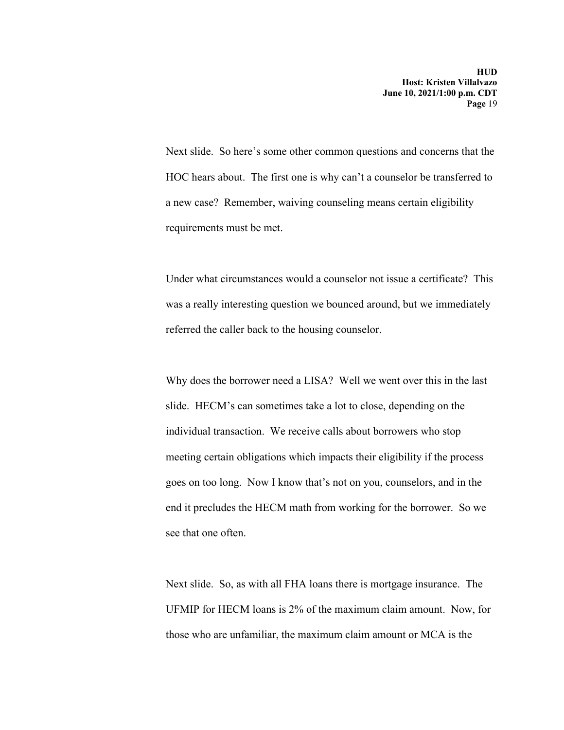Next slide. So here's some other common questions and concerns that the HOC hears about. The first one is why can't a counselor be transferred to a new case? Remember, waiving counseling means certain eligibility requirements must be met.

Under what circumstances would a counselor not issue a certificate? This was a really interesting question we bounced around, but we immediately referred the caller back to the housing counselor.

Why does the borrower need a LISA? Well we went over this in the last slide. HECM's can sometimes take a lot to close, depending on the individual transaction. We receive calls about borrowers who stop meeting certain obligations which impacts their eligibility if the process goes on too long. Now I know that's not on you, counselors, and in the end it precludes the HECM math from working for the borrower. So we see that one often.

Next slide. So, as with all FHA loans there is mortgage insurance. The UFMIP for HECM loans is 2% of the maximum claim amount. Now, for those who are unfamiliar, the maximum claim amount or MCA is the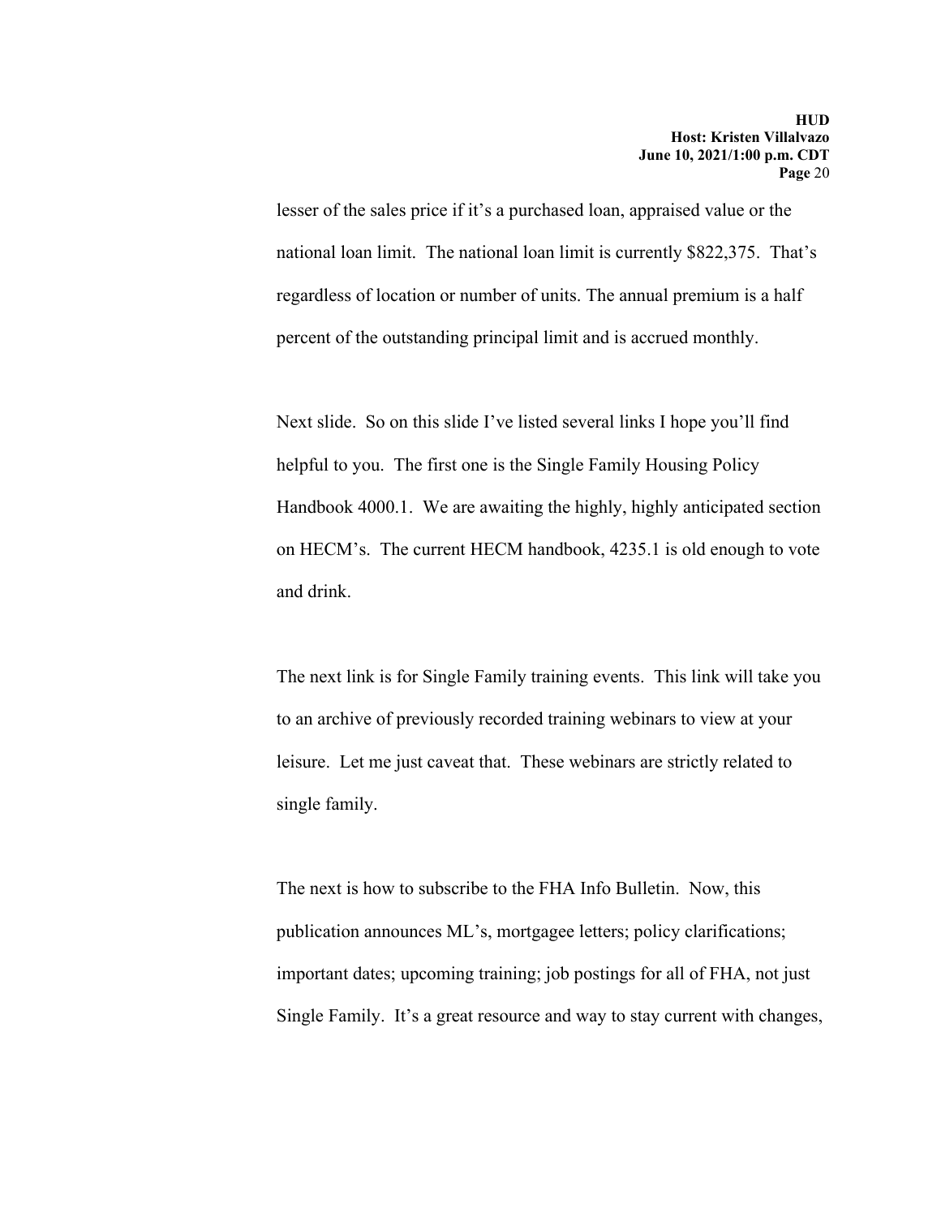lesser of the sales price if it's a purchased loan, appraised value or the national loan limit. The national loan limit is currently $822,375. That's regardless of location or number of units. The annual premium is a half percent of the outstanding principal limit and is accrued monthly.

Next slide. So on this slide I've listed several links I hope you'll find helpful to you. The first one is the Single Family Housing Policy Handbook 4000.1. We are awaiting the highly, highly anticipated section on HECM's. The current HECM handbook, 4235.1 is old enough to vote and drink.

The next link is for Single Family training events. This link will take you to an archive of previously recorded training webinars to view at your leisure. Let me just caveat that. These webinars are strictly related to single family.

The next is how to subscribe to the FHA Info Bulletin. Now, this publication announces ML's, mortgagee letters; policy clarifications; important dates; upcoming training; job postings for all of FHA, not just Single Family. It's a great resource and way to stay current with changes,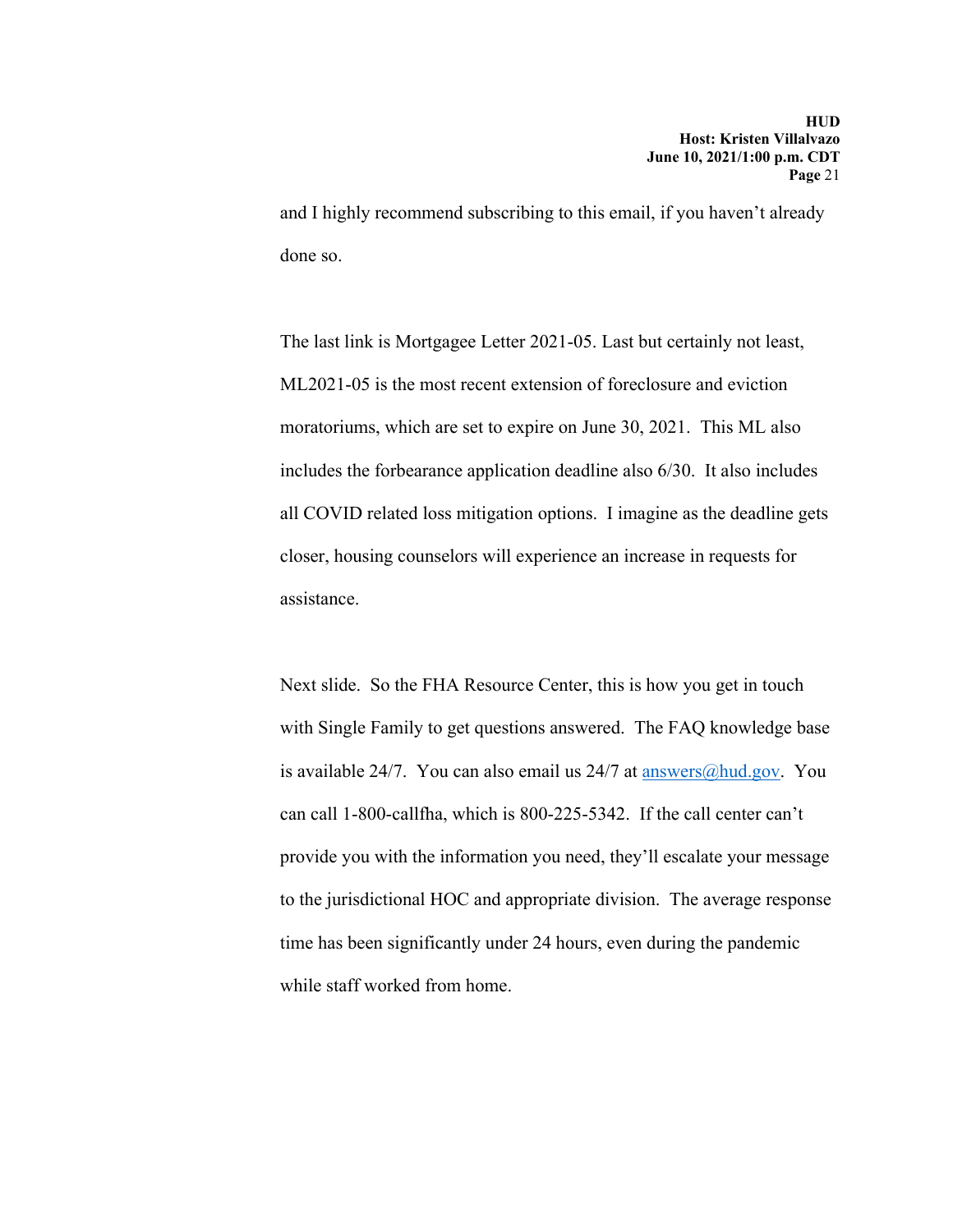and I highly recommend subscribing to this email, if you haven't already done so.

The last link is Mortgagee Letter 2021-05. Last but certainly not least, ML2021-05 is the most recent extension of foreclosure and eviction moratoriums, which are set to expire on June 30, 2021. This ML also includes the forbearance application deadline also 6/30. It also includes all COVID related loss mitigation options. I imagine as the deadline gets closer, housing counselors will experience an increase in requests for assistance.

Next slide. So the FHA Resource Center, this is how you get in touch with Single Family to get questions answered. The FAQ knowledge base is available 24/7. You can also email us 24/7 at answers@hud.gov. You can call 1-800-callfha, which is 800-225-5342. If the call center can't provide you with the information you need, they'll escalate your message to the jurisdictional HOC and appropriate division. The average response time has been significantly under 24 hours, even during the pandemic while staff worked from home.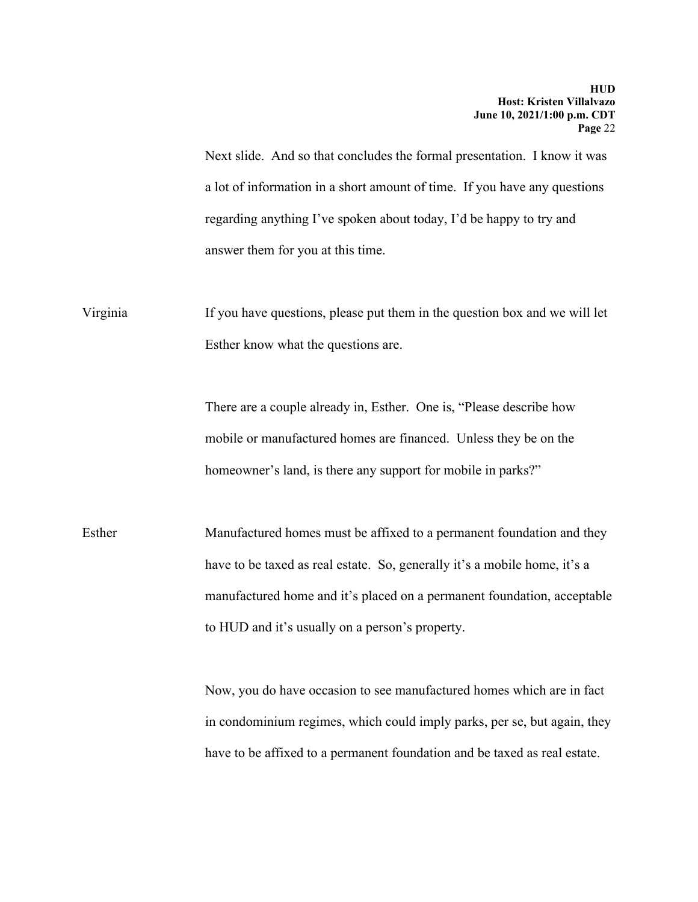Next slide. And so that concludes the formal presentation. I know it was a lot of information in a short amount of time. If you have any questions regarding anything I've spoken about today, I'd be happy to try and answer them for you at this time.

Virginia If you have questions, please put them in the question box and we will let Esther know what the questions are.

There are a couple already in, Esther. One is, "Please describe how mobile or manufactured homes are financed. Unless they be on the homeowner's land, is there any support for mobile in parks?"

Esther Manufactured homes must be affixed to a permanent foundation and they have to be taxed as real estate. So, generally it's a mobile home, it's a manufactured home and it's placed on a permanent foundation, acceptable to HUD and it's usually on a person's property.

Now, you do have occasion to see manufactured homes which are in fact in condominium regimes, which could imply parks, per se, but again, they have to be affixed to a permanent foundation and be taxed as real estate.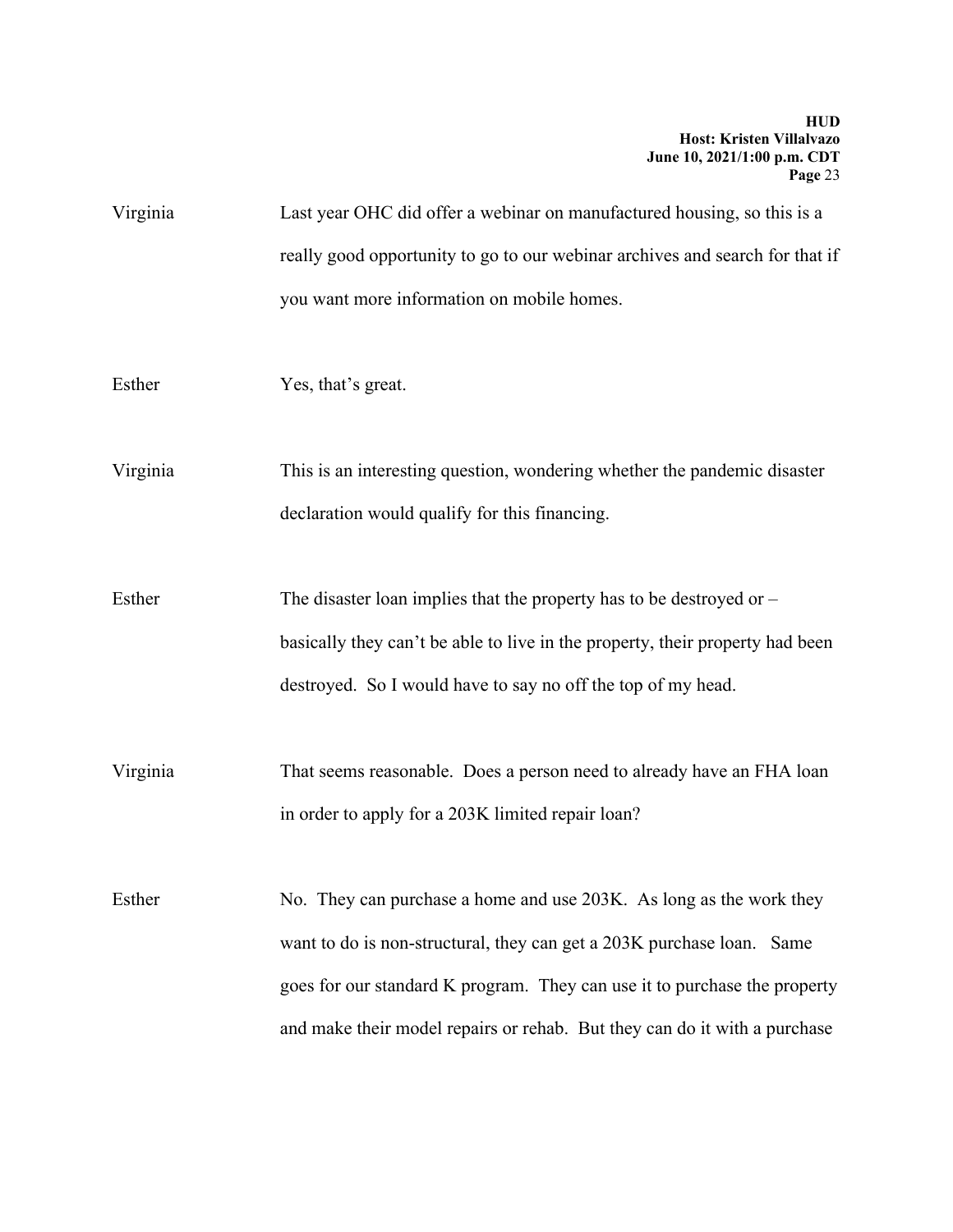Virginia Last year OHC did offer a webinar on manufactured housing, so this is a really good opportunity to go to our webinar archives and search for that if you want more information on mobile homes.

Esther Yes, that's great.

Virginia This is an interesting question, wondering whether the pandemic disaster declaration would qualify for this financing.

Esther The disaster loan implies that the property has to be destroyed or – basically they can't be able to live in the property, their property had been destroyed. So I would have to say no off the top of my head.

Virginia That seems reasonable. Does a person need to already have an FHA loan in order to apply for a 203K limited repair loan?

Esther No. They can purchase a home and use 203K. As long as the work they want to do is non-structural, they can get a 203K purchase loan. Same goes for our standard K program. They can use it to purchase the property and make their model repairs or rehab. But they can do it with a purchase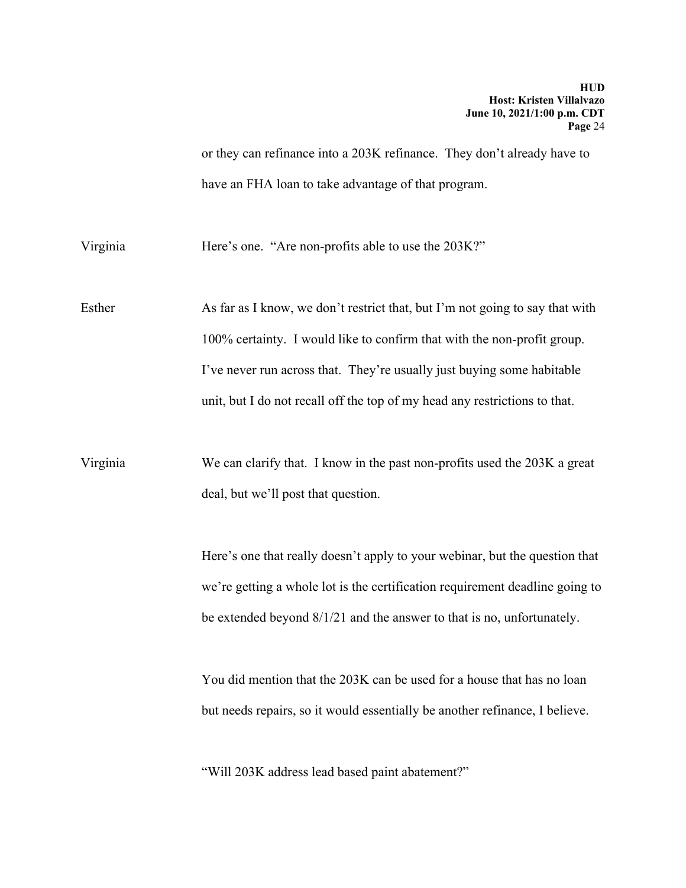or they can refinance into a 203K refinance. They don't already have to have an FHA loan to take advantage of that program.

Virginia: Here's one. "Are non-profits able to use the 203K?"

Esther: As far as I know, we don't restrict that, but I'm not going to say that with 100% certainty. I would like to confirm that with the non-profit group. I've never run across that. They're usually just buying some habitable unit, but I do not recall off the top of my head any restrictions to that.

Virginia: We can clarify that. I know in the past non-profits used the 203K a great deal, but we'll post that question.

Here's one that really doesn't apply to your webinar, but the question that we're getting a whole lot is the certification requirement deadline going to be extended beyond 8/1/21 and the answer to that is no, unfortunately.

You did mention that the 203K can be used for a house that has no loan but needs repairs, so it would essentially be another refinance, I believe.

"Will 203K address lead based paint abatement?"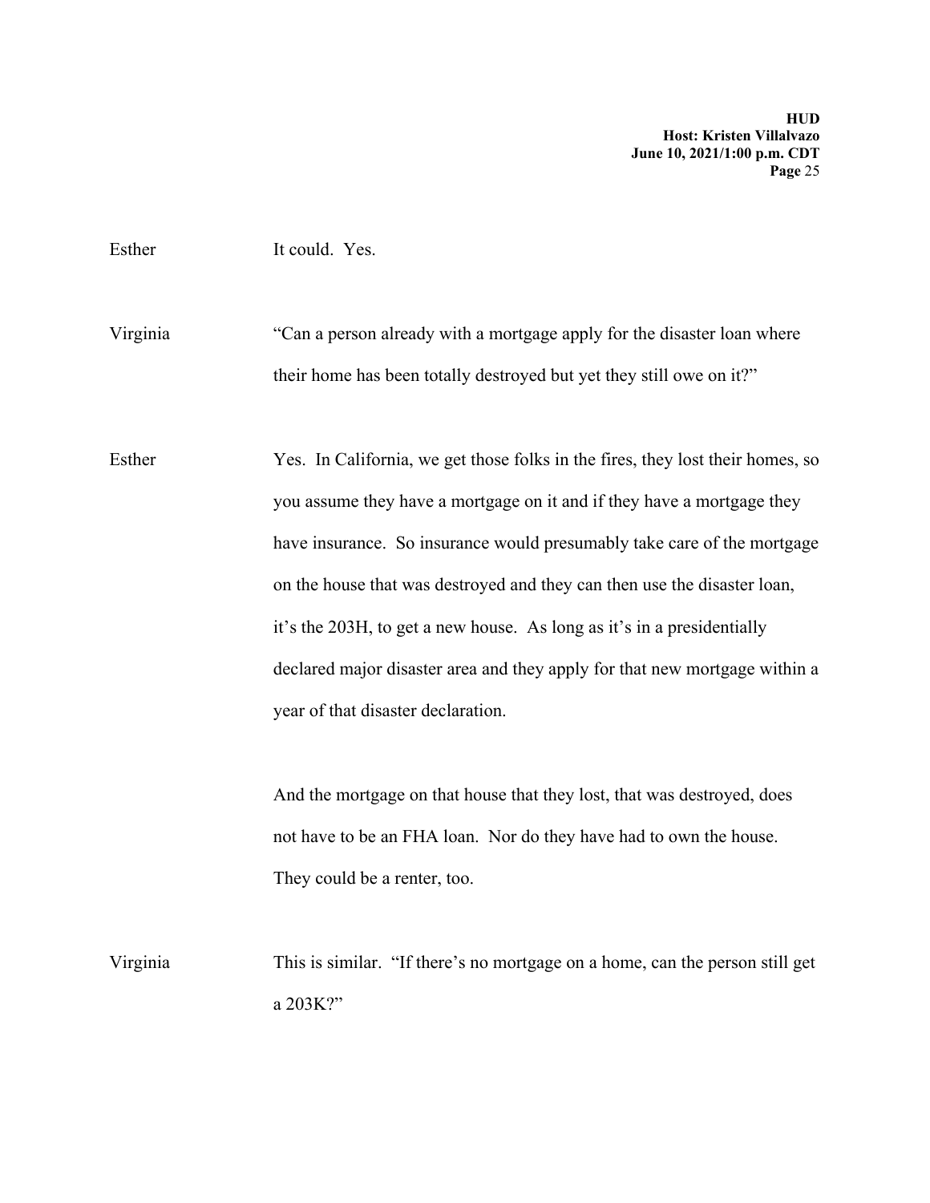Esther It could. Yes.

Virginia "Can a person already with a mortgage apply for the disaster loan where their home has been totally destroyed but yet they still owe on it?"

Esther Yes. In California, we get those folks in the fires, they lost their homes, so you assume they have a mortgage on it and if they have a mortgage they have insurance. So insurance would presumably take care of the mortgage on the house that was destroyed and they can then use the disaster loan, it's the 203H, to get a new house. As long as it's in a presidentially declared major disaster area and they apply for that new mortgage within a year of that disaster declaration.

And the mortgage on that house that they lost, that was destroyed, does not have to be an FHA loan. Nor do they have had to own the house. They could be a renter, too.

Virginia This is similar. "If there's no mortgage on a home, can the person still get a 203K?"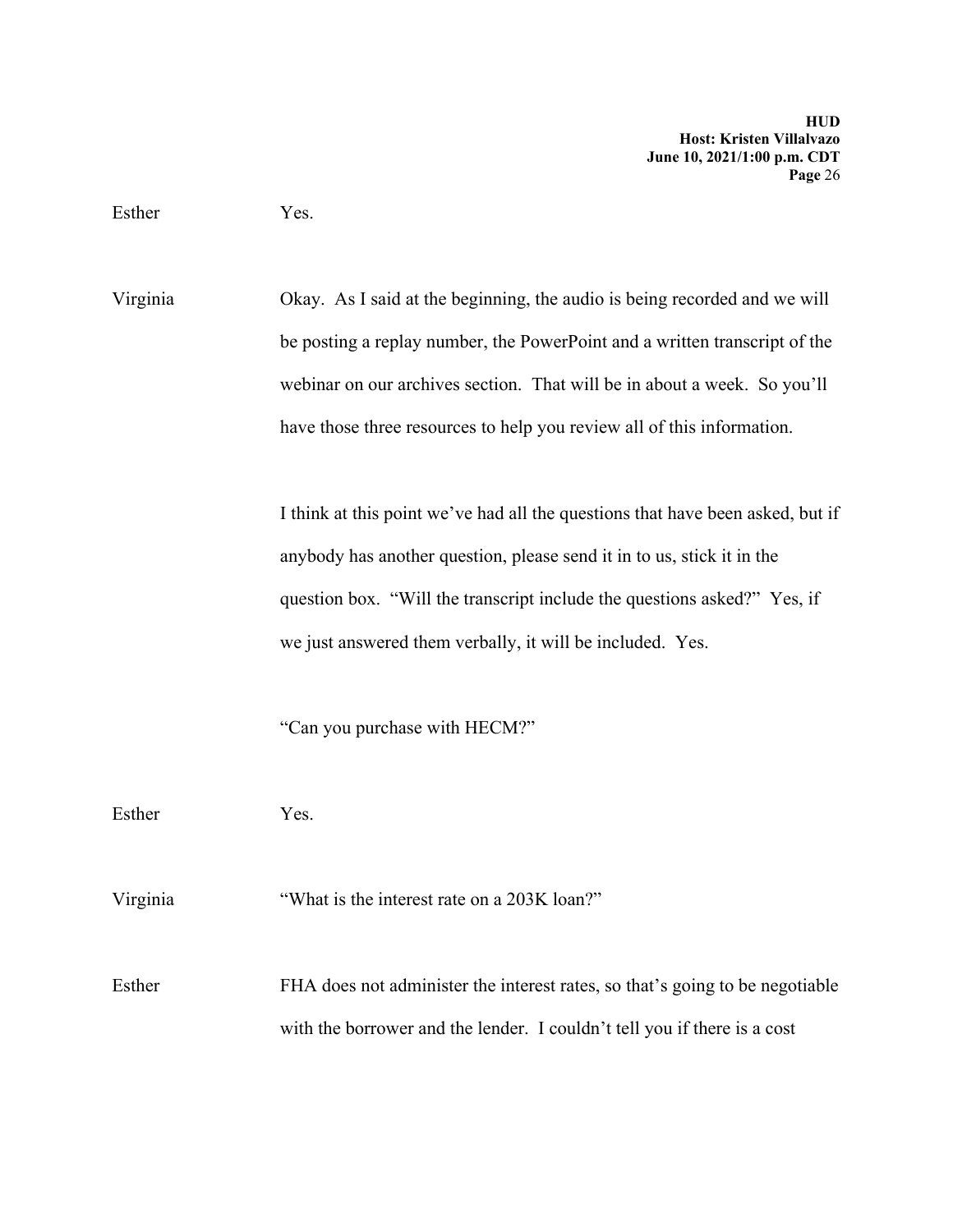Esther Yes.

Virginia Okay. As I said at the beginning, the audio is being recorded and we will be posting a replay number, the PowerPoint and a written transcript of the webinar on our archives section. That will be in about a week. So you'll have those three resources to help you review all of this information.

I think at this point we've had all the questions that have been asked, but if anybody has another question, please send it in to us, stick it in the question box. "Will the transcript include the questions asked?" Yes, if we just answered them verbally, it will be included. Yes.

"Can you purchase with HECM?"

Esther Yes.

Virginia "What is the interest rate on a 203K loan?"

Esther FHA does not administer the interest rates, so that's going to be negotiable with the borrower and the lender. I couldn't tell you if there is a cost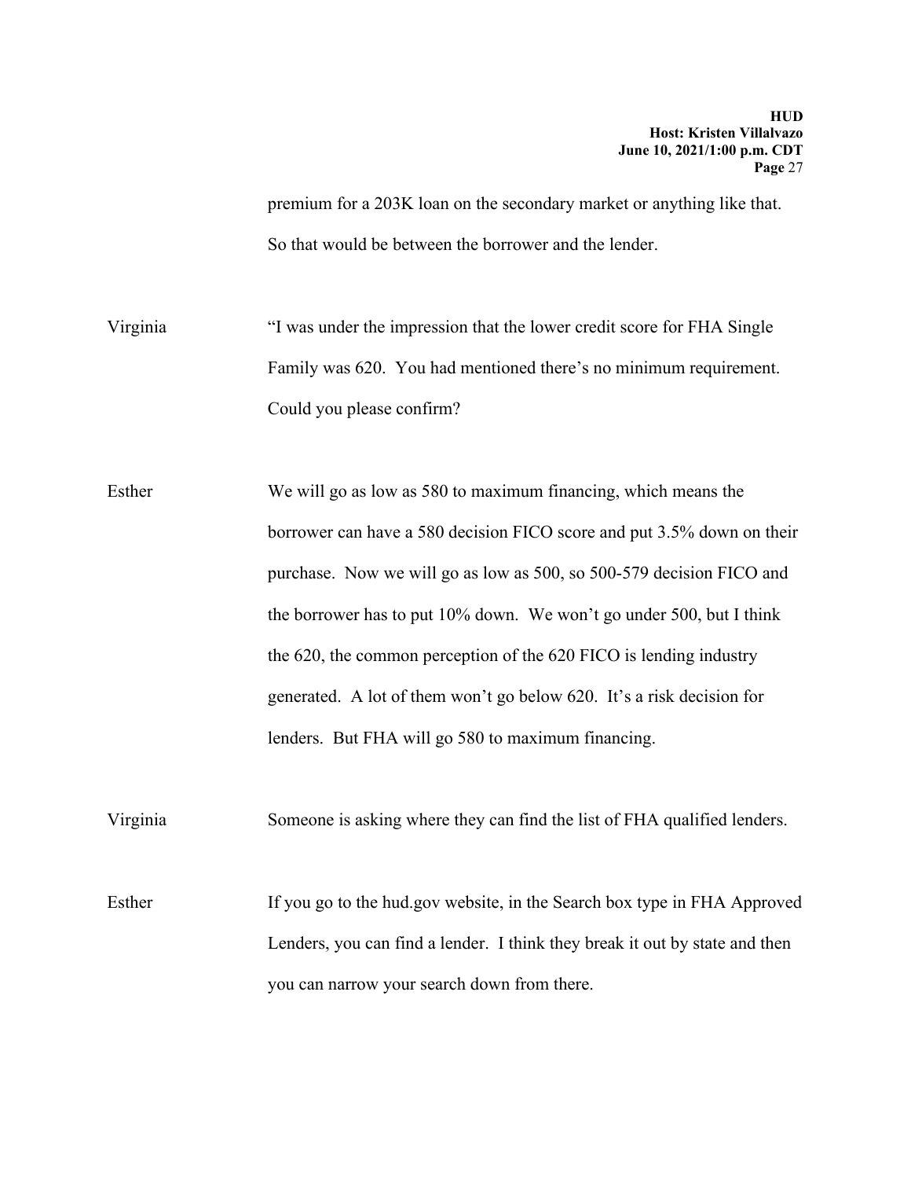premium for a 203K loan on the secondary market or anything like that. So that would be between the borrower and the lender.

Virginia "I was under the impression that the lower credit score for FHA Single Family was 620. You had mentioned there's no minimum requirement. Could you please confirm?

Esther We will go as low as 580 to maximum financing, which means the borrower can have a 580 decision FICO score and put 3.5% down on their purchase. Now we will go as low as 500, so 500-579 decision FICO and the borrower has to put 10% down. We won't go under 500, but I think the 620, the common perception of the 620 FICO is lending industry generated. A lot of them won't go below 620. It's a risk decision for lenders. But FHA will go 580 to maximum financing.

Virginia Someone is asking where they can find the list of FHA qualified lenders.

Esther If you go to the hud.gov website, in the Search box type in FHA Approved Lenders, you can find a lender. I think they break it out by state and then you can narrow your search down from there.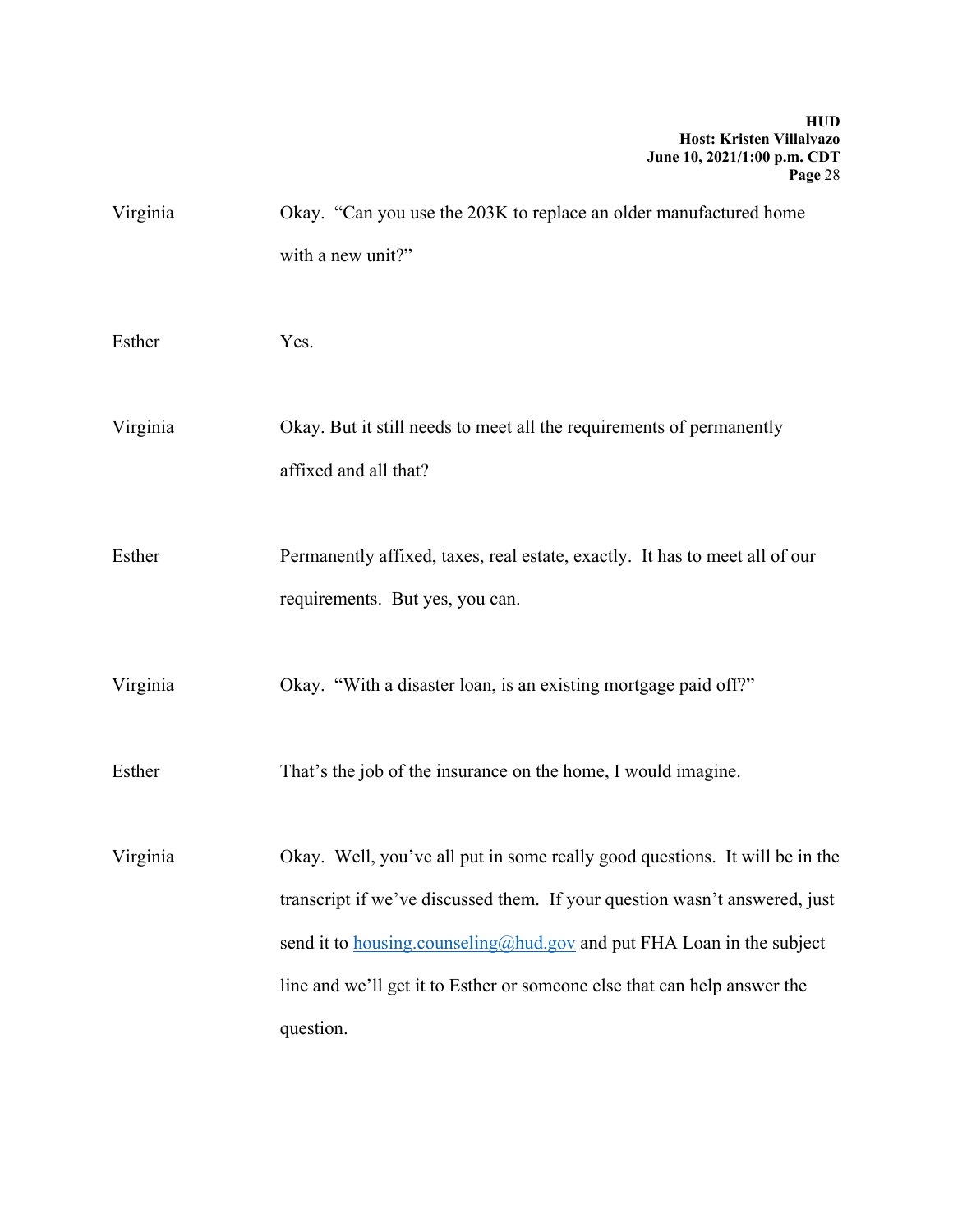Virginia Okay. "Can you use the 203K to replace an older manufactured home with a new unit?"

Esther Yes.

Virginia Okay. But it still needs to meet all the requirements of permanently affixed and all that?

Esther Permanently affixed, taxes, real estate, exactly. It has to meet all of our requirements. But yes, you can.

Virginia Okay. "With a disaster loan, is an existing mortgage paid off?"

Esther That's the job of the insurance on the home, I would imagine.

Virginia Okay. Well, you've all put in some really good questions. It will be in the transcript if we've discussed them. If your question wasn't answered, just send it to housing.counseling@hud.gov and put FHA Loan in the subject line and we'll get it to Esther or someone else that can help answer the question.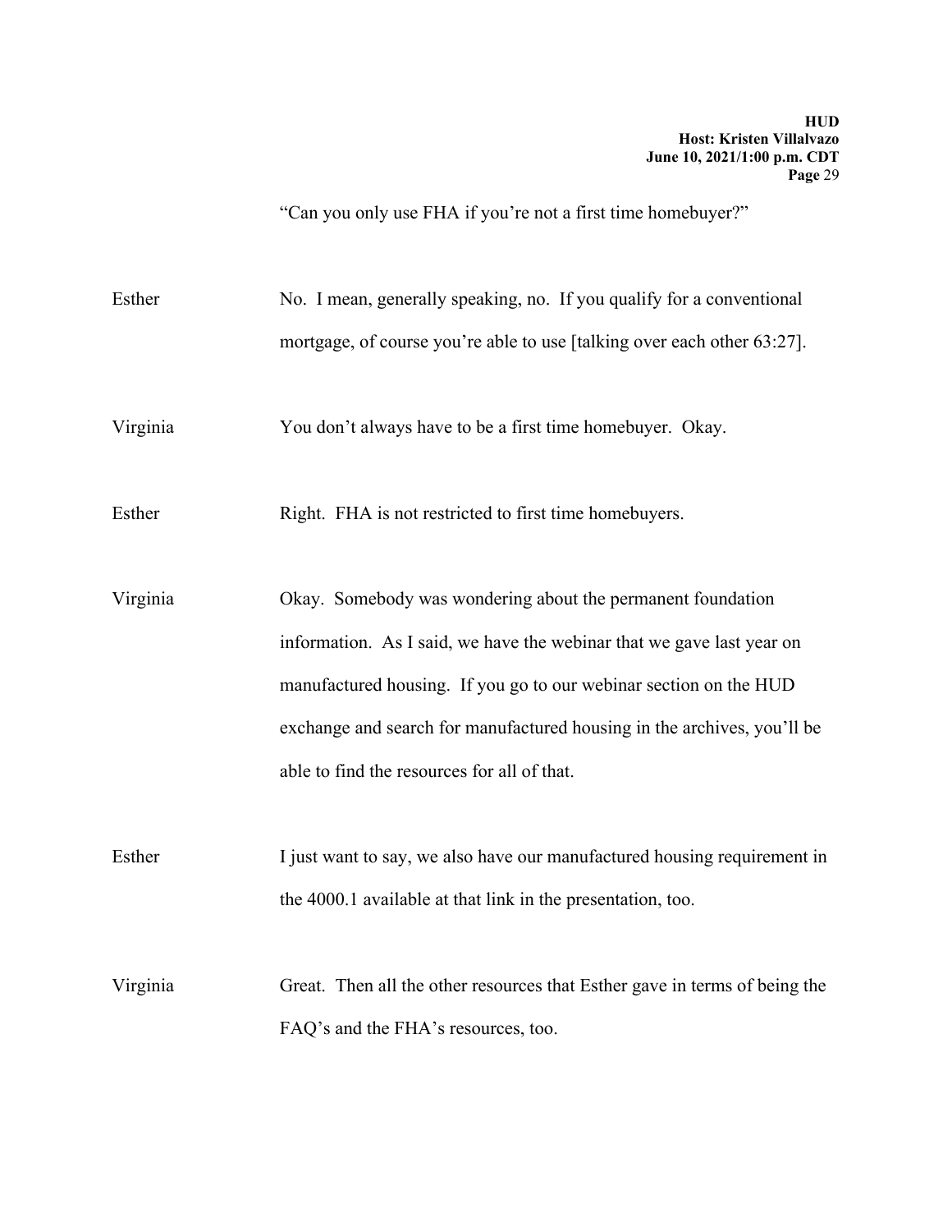"Can you only use FHA if you're not a first time homebuyer?"

Esther: No. I mean, generally speaking, no. If you qualify for a conventional mortgage, of course you're able to use [talking over each other 63:27].

Virginia: You don't always have to be a first time homebuyer. Okay.

Esther: Right. FHA is not restricted to first time homebuyers.

Virginia: Okay. Somebody was wondering about the permanent foundation information. As I said, we have the webinar that we gave last year on manufactured housing. If you go to our webinar section on the HUD exchange and search for manufactured housing in the archives, you'll be able to find the resources for all of that.

Esther: I just want to say, we also have our manufactured housing requirement in the 4000.1 available at that link in the presentation, too.

Virginia: Great. Then all the other resources that Esther gave in terms of being the FAQ's and the FHA's resources, too.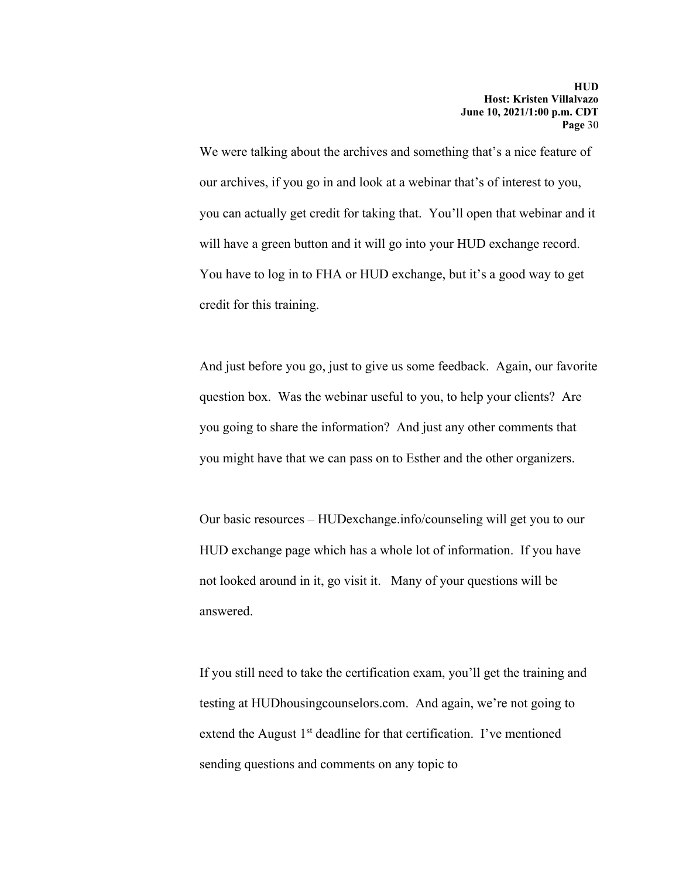We were talking about the archives and something that's a nice feature of our archives, if you go in and look at a webinar that's of interest to you, you can actually get credit for taking that. You'll open that webinar and it will have a green button and it will go into your HUD exchange record. You have to log in to FHA or HUD exchange, but it's a good way to get credit for this training.

And just before you go, just to give us some feedback. Again, our favorite question box. Was the webinar useful to you, to help your clients? Are you going to share the information? And just any other comments that you might have that we can pass on to Esther and the other organizers.

Our basic resources – HUDexchange.info/counseling will get you to our HUD exchange page which has a whole lot of information. If you have not looked around in it, go visit it. Many of your questions will be answered.

If you still need to take the certification exam, you'll get the training and testing at HUDhousingcounselors.com. And again, we're not going to extend the August 1st deadline for that certification. I've mentioned sending questions and comments on any topic to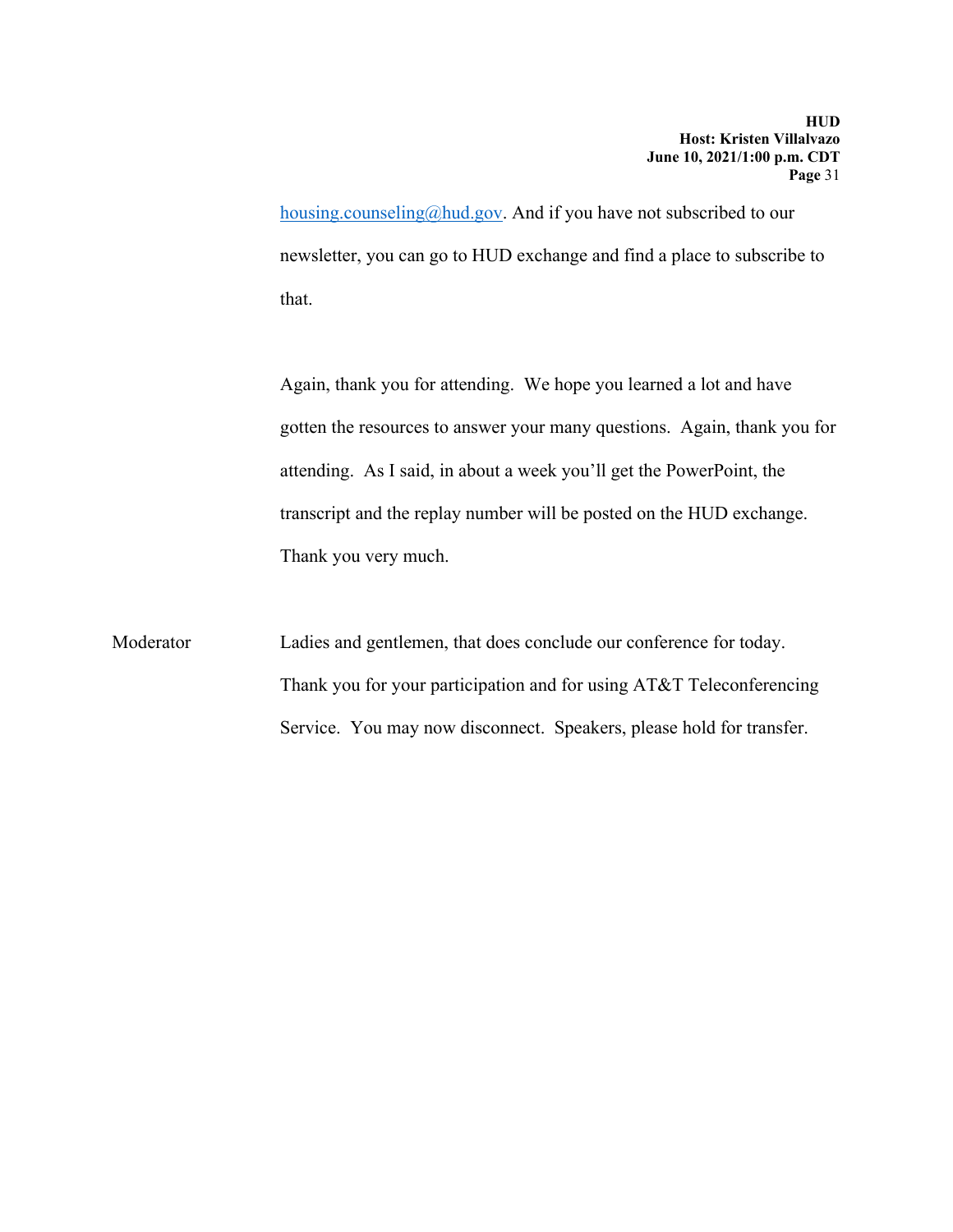housing.counseling@hud.gov. And if you have not subscribed to our newsletter, you can go to HUD exchange and find a place to subscribe to that.

Again, thank you for attending. We hope you learned a lot and have gotten the resources to answer your many questions. Again, thank you for attending. As I said, in about a week you'll get the PowerPoint, the transcript and the replay number will be posted on the HUD exchange. Thank you very much.

Moderator Ladies and gentlemen, that does conclude our conference for today. Thank you for your participation and for using AT&T Teleconferencing Service. You may now disconnect. Speakers, please hold for transfer.